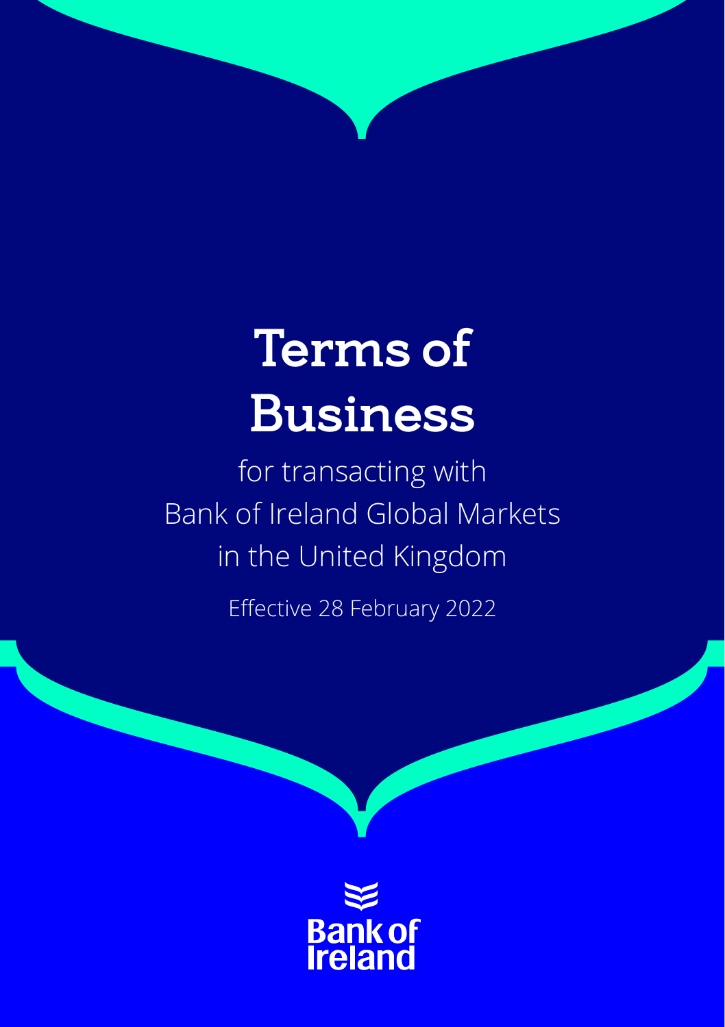# Terms of Business

for transacting with
Bank of Ireland Global Markets
in the United Kingdom

Effective 28 February 2022

Bank of Ireland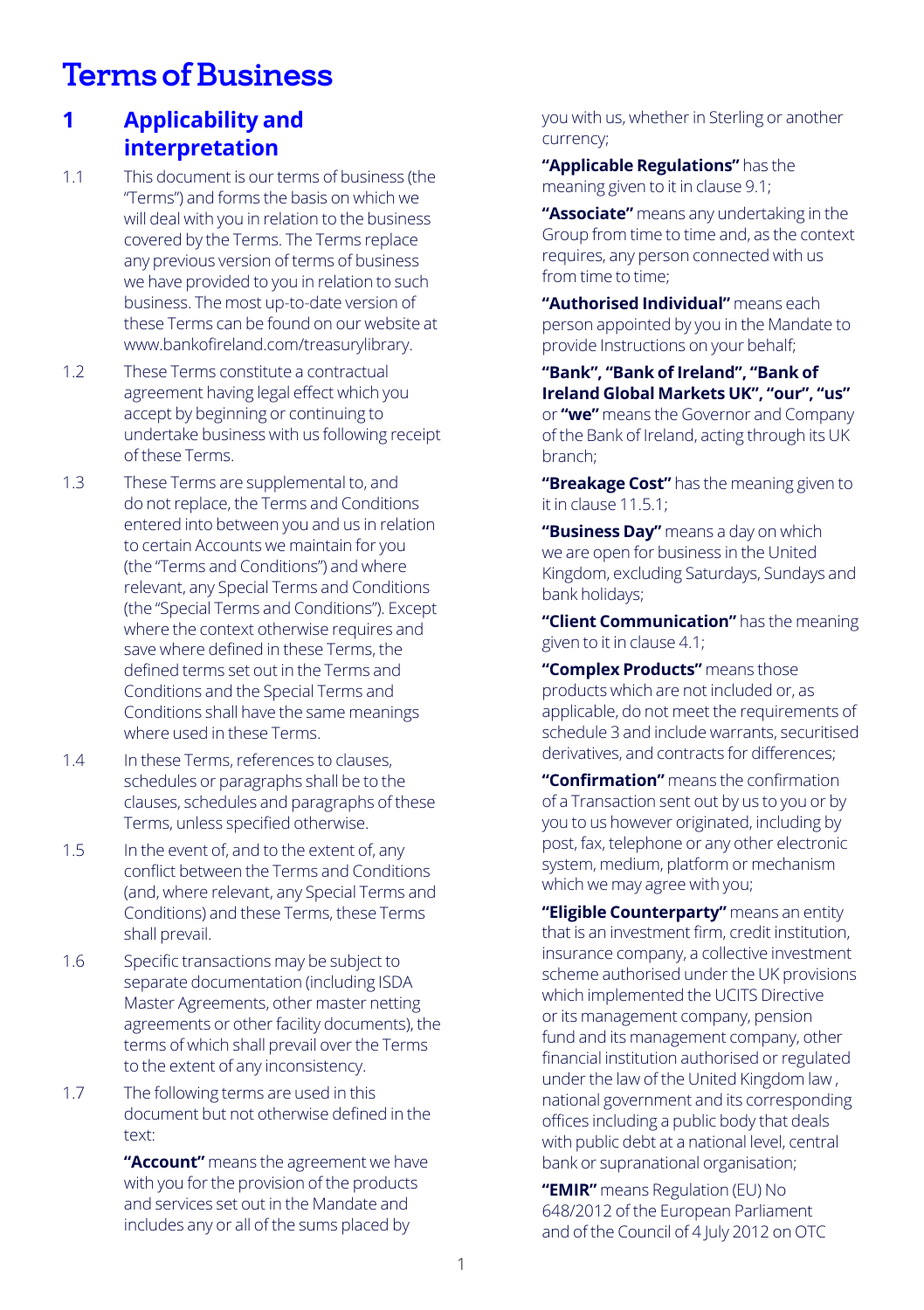# Terms of Business

## 1 Applicability and interpretation

1.1 This document is our terms of business (the "Terms") and forms the basis on which we will deal with you in relation to the business covered by the Terms. The Terms replace any previous version of terms of business we have provided to you in relation to such business. The most up-to-date version of these Terms can be found on our website at www.bankofireland.com/treasurylibrary.

1.2 These Terms constitute a contractual agreement having legal effect which you accept by beginning or continuing to undertake business with us following receipt of these Terms.

1.3 These Terms are supplemental to, and do not replace, the Terms and Conditions entered into between you and us in relation to certain Accounts we maintain for you (the "Terms and Conditions") and where relevant, any Special Terms and Conditions (the "Special Terms and Conditions"). Except where the context otherwise requires and save where defined in these Terms, the defined terms set out in the Terms and Conditions and the Special Terms and Conditions shall have the same meanings where used in these Terms.

1.4 In these Terms, references to clauses, schedules or paragraphs shall be to the clauses, schedules and paragraphs of these Terms, unless specified otherwise.

1.5 In the event of, and to the extent of, any conflict between the Terms and Conditions (and, where relevant, any Special Terms and Conditions) and these Terms, these Terms shall prevail.

1.6 Specific transactions may be subject to separate documentation (including ISDA Master Agreements, other master netting agreements or other facility documents), the terms of which shall prevail over the Terms to the extent of any inconsistency.

1.7 The following terms are used in this document but not otherwise defined in the text:

**"Account"** means the agreement we have with you for the provision of the products and services set out in the Mandate and includes any or all of the sums placed by you with us, whether in Sterling or another currency;

**"Applicable Regulations"** has the meaning given to it in clause 9.1;

**"Associate"** means any undertaking in the Group from time to time and, as the context requires, any person connected with us from time to time;

**"Authorised Individual"** means each person appointed by you in the Mandate to provide Instructions on your behalf;

**"Bank", "Bank of Ireland", "Bank of Ireland Global Markets UK", "our", "us"** or **"we"** means the Governor and Company of the Bank of Ireland, acting through its UK branch;

**"Breakage Cost"** has the meaning given to it in clause 11.5.1;

**"Business Day"** means a day on which we are open for business in the United Kingdom, excluding Saturdays, Sundays and bank holidays;

**"Client Communication"** has the meaning given to it in clause 4.1;

**"Complex Products"** means those products which are not included or, as applicable, do not meet the requirements of schedule 3 and include warrants, securitised derivatives, and contracts for differences;

**"Confirmation"** means the confirmation of a Transaction sent out by us to you or by you to us however originated, including by post, fax, telephone or any other electronic system, medium, platform or mechanism which we may agree with you;

**"Eligible Counterparty"** means an entity that is an investment firm, credit institution, insurance company, a collective investment scheme authorised under the UK provisions which implemented the UCITS Directive or its management company, pension fund and its management company, other financial institution authorised or regulated under the law of the United Kingdom law , national government and its corresponding offices including a public body that deals with public debt at a national level, central bank or supranational organisation;

**"EMIR"** means Regulation (EU) No 648/2012 of the European Parliament and of the Council of 4 July 2012 on OTC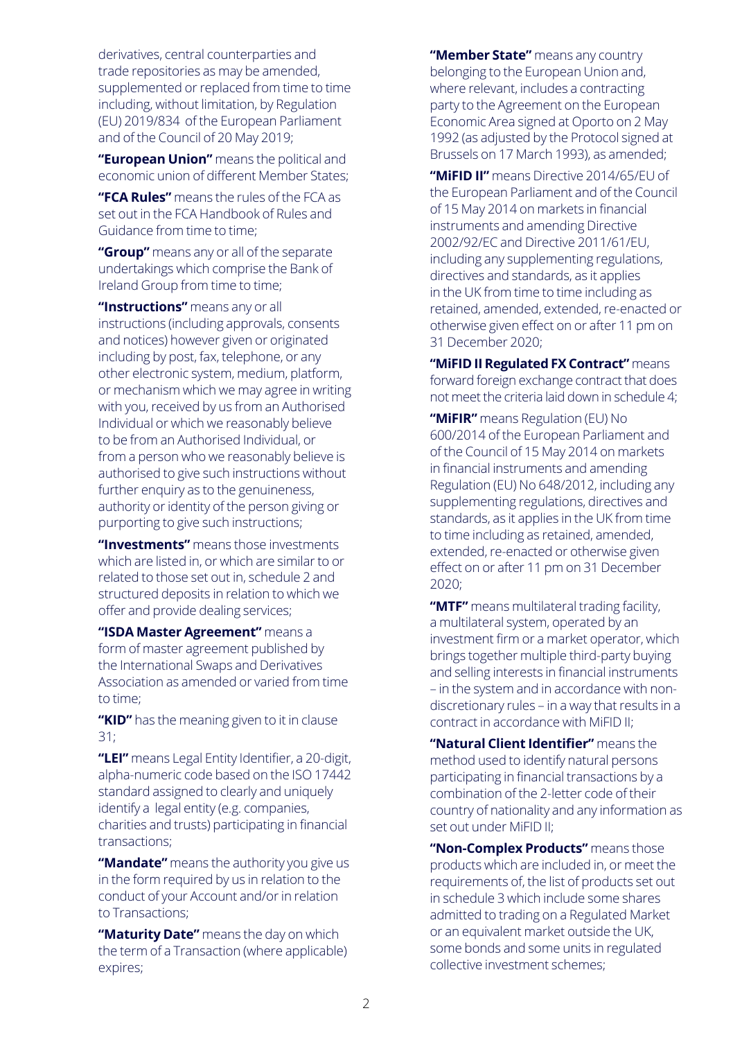derivatives, central counterparties and trade repositories as may be amended, supplemented or replaced from time to time including, without limitation, by Regulation (EU) 2019/834 of the European Parliament and of the Council of 20 May 2019;

**"European Union"** means the political and economic union of different Member States;

**"FCA Rules"** means the rules of the FCA as set out in the FCA Handbook of Rules and Guidance from time to time;

**"Group"** means any or all of the separate undertakings which comprise the Bank of Ireland Group from time to time;

**"Instructions"** means any or all instructions (including approvals, consents and notices) however given or originated including by post, fax, telephone, or any other electronic system, medium, platform, or mechanism which we may agree in writing with you, received by us from an Authorised Individual or which we reasonably believe to be from an Authorised Individual, or from a person who we reasonably believe is authorised to give such instructions without further enquiry as to the genuineness, authority or identity of the person giving or purporting to give such instructions;

**"Investments"** means those investments which are listed in, or which are similar to or related to those set out in, schedule 2 and structured deposits in relation to which we offer and provide dealing services;

**"ISDA Master Agreement"** means a form of master agreement published by the International Swaps and Derivatives Association as amended or varied from time to time;

**"KID"** has the meaning given to it in clause 31;

**"LEI"** means Legal Entity Identifier, a 20-digit, alpha-numeric code based on the ISO 17442 standard assigned to clearly and uniquely identify a legal entity (e.g. companies, charities and trusts) participating in financial transactions;

**"Mandate"** means the authority you give us in the form required by us in relation to the conduct of your Account and/or in relation to Transactions;

**"Maturity Date"** means the day on which the term of a Transaction (where applicable) expires;

**"Member State"** means any country belonging to the European Union and, where relevant, includes a contracting party to the Agreement on the European Economic Area signed at Oporto on 2 May 1992 (as adjusted by the Protocol signed at Brussels on 17 March 1993), as amended;

**"MiFID II"** means Directive 2014/65/EU of the European Parliament and of the Council of 15 May 2014 on markets in financial instruments and amending Directive 2002/92/EC and Directive 2011/61/EU, including any supplementing regulations, directives and standards, as it applies in the UK from time to time including as retained, amended, extended, re-enacted or otherwise given effect on or after 11 pm on 31 December 2020;

**"MiFID II Regulated FX Contract"** means forward foreign exchange contract that does not meet the criteria laid down in schedule 4;

**"MiFIR"** means Regulation (EU) No 600/2014 of the European Parliament and of the Council of 15 May 2014 on markets in financial instruments and amending Regulation (EU) No 648/2012, including any supplementing regulations, directives and standards, as it applies in the UK from time to time including as retained, amended, extended, re-enacted or otherwise given effect on or after 11 pm on 31 December 2020;

**"MTF"** means multilateral trading facility, a multilateral system, operated by an investment firm or a market operator, which brings together multiple third-party buying and selling interests in financial instruments – in the system and in accordance with non-discretionary rules – in a way that results in a contract in accordance with MiFID II;

**"Natural Client Identifier"** means the method used to identify natural persons participating in financial transactions by a combination of the 2-letter code of their country of nationality and any information as set out under MiFID II;

**"Non-Complex Products"** means those products which are included in, or meet the requirements of, the list of products set out in schedule 3 which include some shares admitted to trading on a Regulated Market or an equivalent market outside the UK, some bonds and some units in regulated collective investment schemes;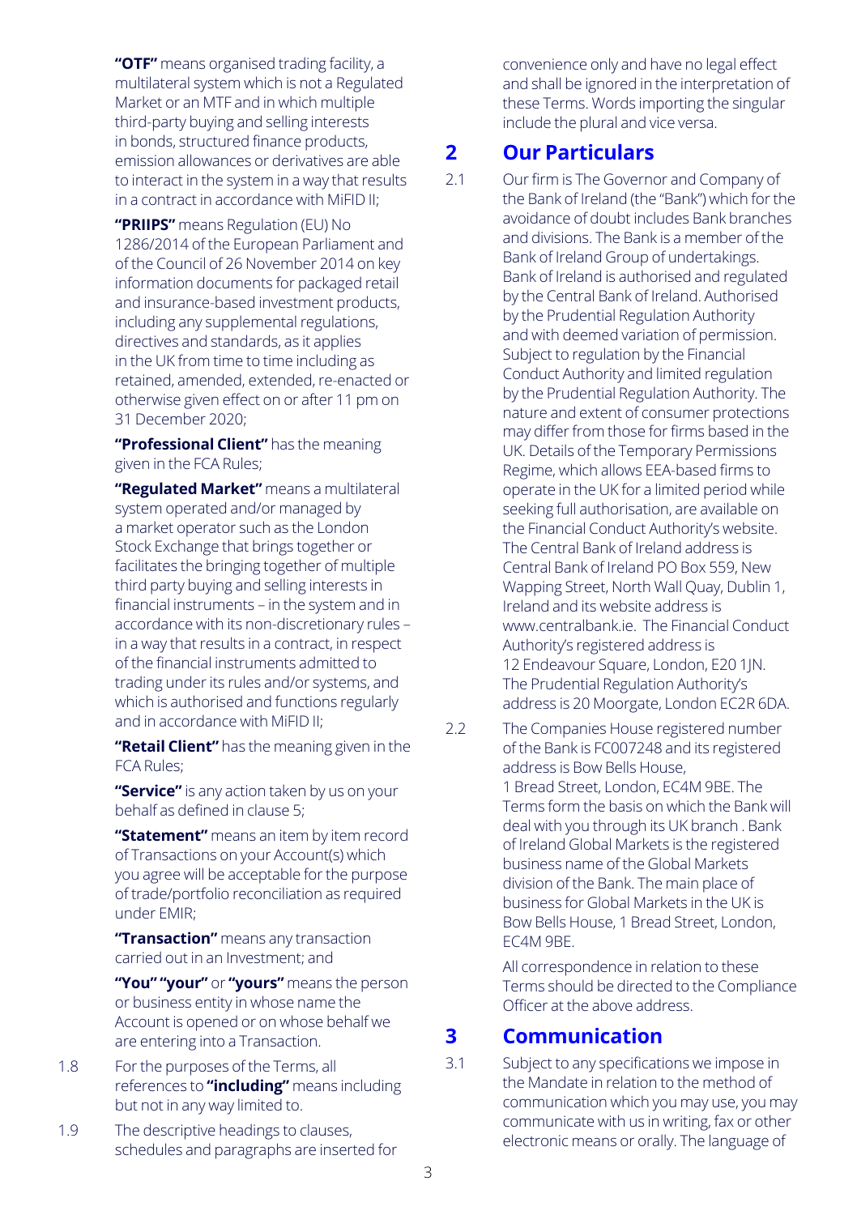**"OTF"** means organised trading facility, a multilateral system which is not a Regulated Market or an MTF and in which multiple third-party buying and selling interests in bonds, structured finance products, emission allowances or derivatives are able to interact in the system in a way that results in a contract in accordance with MiFID II;

**"PRIIPS"** means Regulation (EU) No 1286/2014 of the European Parliament and of the Council of 26 November 2014 on key information documents for packaged retail and insurance-based investment products, including any supplemental regulations, directives and standards, as it applies in the UK from time to time including as retained, amended, extended, re-enacted or otherwise given effect on or after 11 pm on 31 December 2020;

**"Professional Client"** has the meaning given in the FCA Rules;

**"Regulated Market"** means a multilateral system operated and/or managed by a market operator such as the London Stock Exchange that brings together or facilitates the bringing together of multiple third party buying and selling interests in financial instruments – in the system and in accordance with its non-discretionary rules – in a way that results in a contract, in respect of the financial instruments admitted to trading under its rules and/or systems, and which is authorised and functions regularly and in accordance with MiFID II;

**"Retail Client"** has the meaning given in the FCA Rules;

**"Service"** is any action taken by us on your behalf as defined in clause 5;

**"Statement"** means an item by item record of Transactions on your Account(s) which you agree will be acceptable for the purpose of trade/portfolio reconciliation as required under EMIR;

**"Transaction"** means any transaction carried out in an Investment; and

**"You" "your"** or **"yours"** means the person or business entity in whose name the Account is opened or on whose behalf we are entering into a Transaction.

1.8 For the purposes of the Terms, all references to **"including"** means including but not in any way limited to.

1.9 The descriptive headings to clauses, schedules and paragraphs are inserted for convenience only and have no legal effect and shall be ignored in the interpretation of these Terms. Words importing the singular include the plural and vice versa.

## 2 Our Particulars

2.1 Our firm is The Governor and Company of the Bank of Ireland (the "Bank") which for the avoidance of doubt includes Bank branches and divisions. The Bank is a member of the Bank of Ireland Group of undertakings. Bank of Ireland is authorised and regulated by the Central Bank of Ireland. Authorised by the Prudential Regulation Authority and with deemed variation of permission. Subject to regulation by the Financial Conduct Authority and limited regulation by the Prudential Regulation Authority. The nature and extent of consumer protections may differ from those for firms based in the UK. Details of the Temporary Permissions Regime, which allows EEA-based firms to operate in the UK for a limited period while seeking full authorisation, are available on the Financial Conduct Authority's website. The Central Bank of Ireland address is Central Bank of Ireland PO Box 559, New Wapping Street, North Wall Quay, Dublin 1, Ireland and its website address is www.centralbank.ie. The Financial Conduct Authority's registered address is 12 Endeavour Square, London, E20 1JN. The Prudential Regulation Authority's address is 20 Moorgate, London EC2R 6DA.

2.2 The Companies House registered number of the Bank is FC007248 and its registered address is Bow Bells House, 1 Bread Street, London, EC4M 9BE. The Terms form the basis on which the Bank will deal with you through its UK branch . Bank of Ireland Global Markets is the registered business name of the Global Markets division of the Bank. The main place of business for Global Markets in the UK is Bow Bells House, 1 Bread Street, London, EC4M 9BE.

All correspondence in relation to these Terms should be directed to the Compliance Officer at the above address.

## 3 Communication

3.1 Subject to any specifications we impose in the Mandate in relation to the method of communication which you may use, you may communicate with us in writing, fax or other electronic means or orally. The language of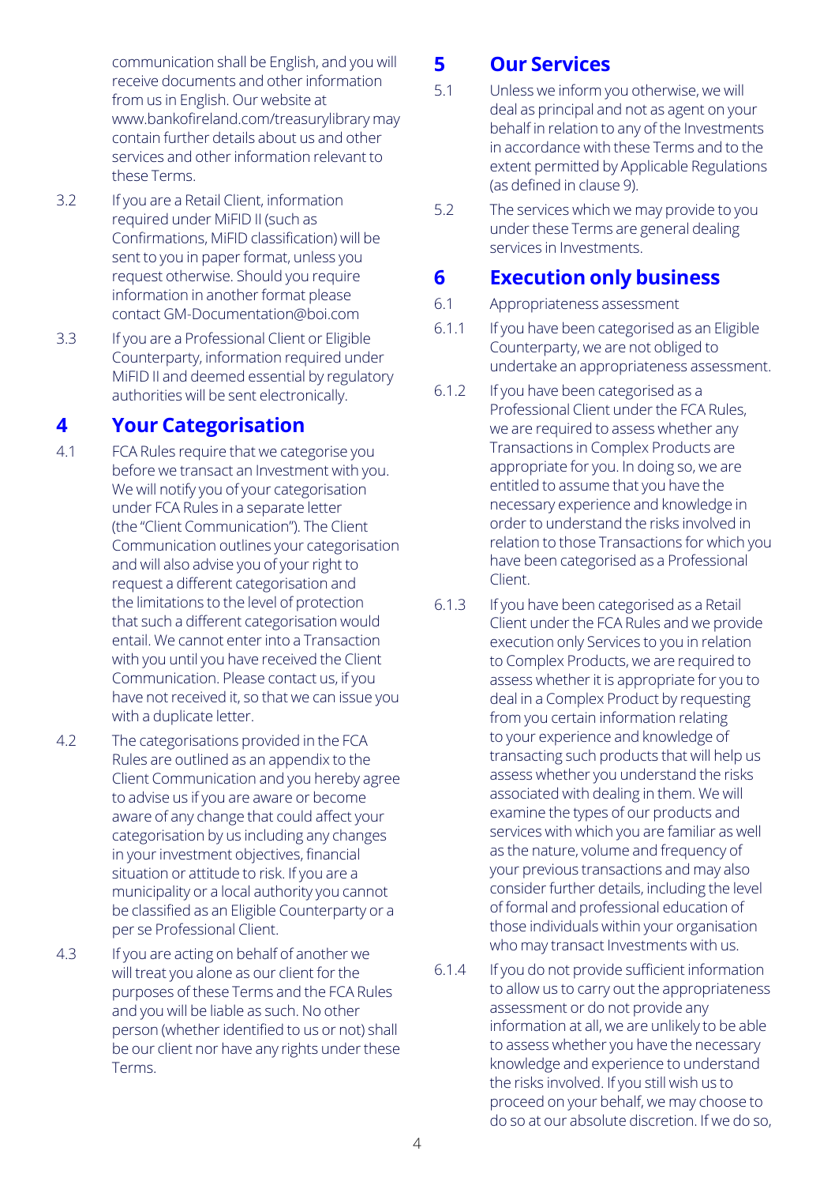communication shall be English, and you will receive documents and other information from us in English. Our website at www.bankofireland.com/treasurylibrary may contain further details about us and other services and other information relevant to these Terms.

3.2 If you are a Retail Client, information required under MiFID II (such as Confirmations, MiFID classification) will be sent to you in paper format, unless you request otherwise. Should you require information in another format please contact GM-Documentation@boi.com

3.3 If you are a Professional Client or Eligible Counterparty, information required under MiFID II and deemed essential by regulatory authorities will be sent electronically.

## 4 Your Categorisation

4.1 FCA Rules require that we categorise you before we transact an Investment with you. We will notify you of your categorisation under FCA Rules in a separate letter (the "Client Communication"). The Client Communication outlines your categorisation and will also advise you of your right to request a different categorisation and the limitations to the level of protection that such a different categorisation would entail. We cannot enter into a Transaction with you until you have received the Client Communication. Please contact us, if you have not received it, so that we can issue you with a duplicate letter.

4.2 The categorisations provided in the FCA Rules are outlined as an appendix to the Client Communication and you hereby agree to advise us if you are aware or become aware of any change that could affect your categorisation by us including any changes in your investment objectives, financial situation or attitude to risk. If you are a municipality or a local authority you cannot be classified as an Eligible Counterparty or a per se Professional Client.

4.3 If you are acting on behalf of another we will treat you alone as our client for the purposes of these Terms and the FCA Rules and you will be liable as such. No other person (whether identified to us or not) shall be our client nor have any rights under these Terms.

## 5 Our Services

5.1 Unless we inform you otherwise, we will deal as principal and not as agent on your behalf in relation to any of the Investments in accordance with these Terms and to the extent permitted by Applicable Regulations (as defined in clause 9).

5.2 The services which we may provide to you under these Terms are general dealing services in Investments.

## 6 Execution only business

6.1 Appropriateness assessment

6.1.1 If you have been categorised as an Eligible Counterparty, we are not obliged to undertake an appropriateness assessment.

6.1.2 If you have been categorised as a Professional Client under the FCA Rules, we are required to assess whether any Transactions in Complex Products are appropriate for you. In doing so, we are entitled to assume that you have the necessary experience and knowledge in order to understand the risks involved in relation to those Transactions for which you have been categorised as a Professional Client.

6.1.3 If you have been categorised as a Retail Client under the FCA Rules and we provide execution only Services to you in relation to Complex Products, we are required to assess whether it is appropriate for you to deal in a Complex Product by requesting from you certain information relating to your experience and knowledge of transacting such products that will help us assess whether you understand the risks associated with dealing in them. We will examine the types of our products and services with which you are familiar as well as the nature, volume and frequency of your previous transactions and may also consider further details, including the level of formal and professional education of those individuals within your organisation who may transact Investments with us.

6.1.4 If you do not provide sufficient information to allow us to carry out the appropriateness assessment or do not provide any information at all, we are unlikely to be able to assess whether you have the necessary knowledge and experience to understand the risks involved. If you still wish us to proceed on your behalf, we may choose to do so at our absolute discretion. If we do so,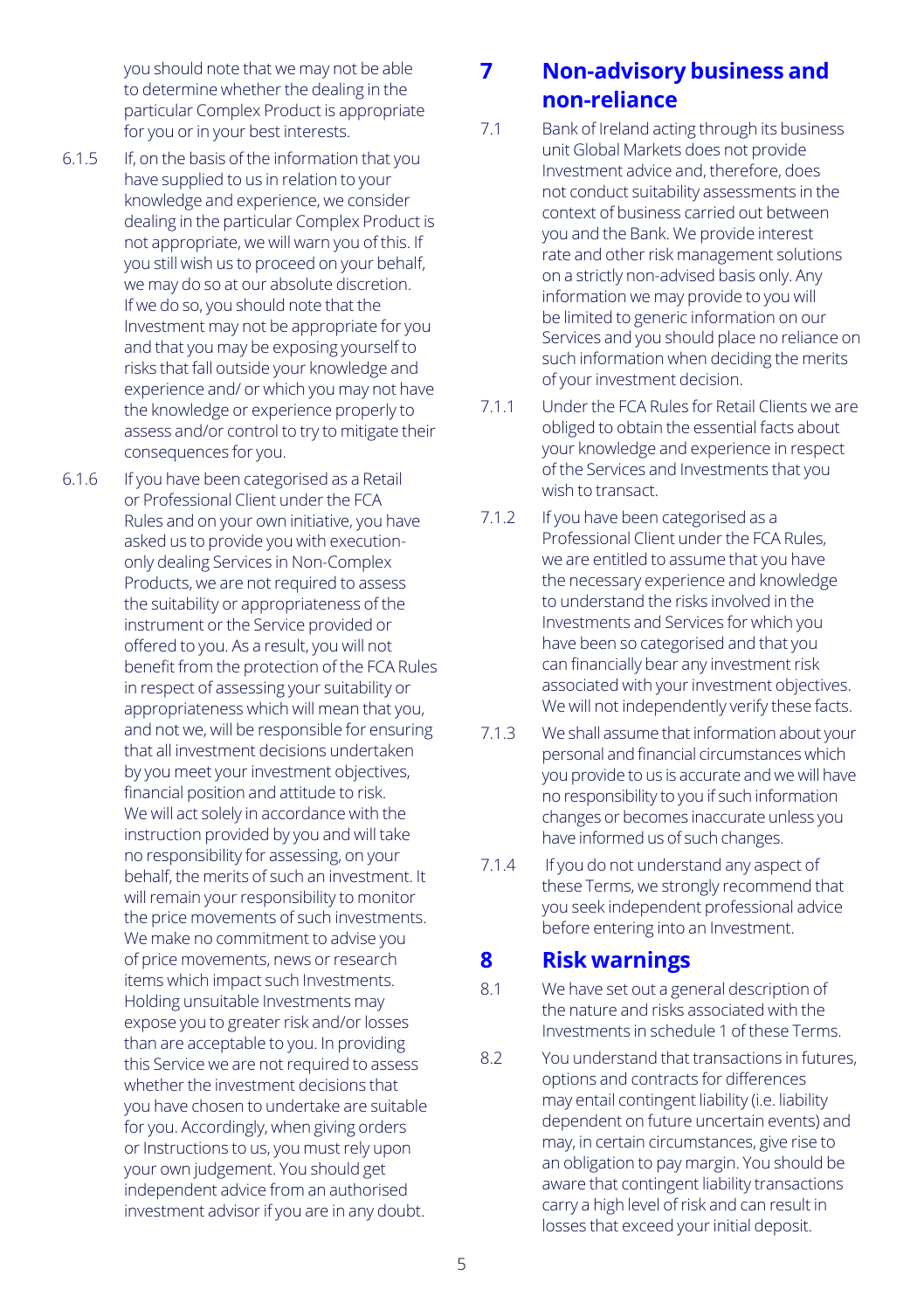you should note that we may not be able to determine whether the dealing in the particular Complex Product is appropriate for you or in your best interests.

6.1.5 If, on the basis of the information that you have supplied to us in relation to your knowledge and experience, we consider dealing in the particular Complex Product is not appropriate, we will warn you of this. If you still wish us to proceed on your behalf, we may do so at our absolute discretion. If we do so, you should note that the Investment may not be appropriate for you and that you may be exposing yourself to risks that fall outside your knowledge and experience and/ or which you may not have the knowledge or experience properly to assess and/or control to try to mitigate their consequences for you.

6.1.6 If you have been categorised as a Retail or Professional Client under the FCA Rules and on your own initiative, you have asked us to provide you with execution-only dealing Services in Non-Complex Products, we are not required to assess the suitability or appropriateness of the instrument or the Service provided or offered to you. As a result, you will not benefit from the protection of the FCA Rules in respect of assessing your suitability or appropriateness which will mean that you, and not we, will be responsible for ensuring that all investment decisions undertaken by you meet your investment objectives, financial position and attitude to risk. We will act solely in accordance with the instruction provided by you and will take no responsibility for assessing, on your behalf, the merits of such an investment. It will remain your responsibility to monitor the price movements of such investments. We make no commitment to advise you of price movements, news or research items which impact such Investments. Holding unsuitable Investments may expose you to greater risk and/or losses than are acceptable to you. In providing this Service we are not required to assess whether the investment decisions that you have chosen to undertake are suitable for you. Accordingly, when giving orders or Instructions to us, you must rely upon your own judgement. You should get independent advice from an authorised investment advisor if you are in any doubt.

## 7 Non-advisory business and non-reliance

7.1 Bank of Ireland acting through its business unit Global Markets does not provide Investment advice and, therefore, does not conduct suitability assessments in the context of business carried out between you and the Bank. We provide interest rate and other risk management solutions on a strictly non-advised basis only. Any information we may provide to you will be limited to generic information on our Services and you should place no reliance on such information when deciding the merits of your investment decision.

7.1.1 Under the FCA Rules for Retail Clients we are obliged to obtain the essential facts about your knowledge and experience in respect of the Services and Investments that you wish to transact.

7.1.2 If you have been categorised as a Professional Client under the FCA Rules, we are entitled to assume that you have the necessary experience and knowledge to understand the risks involved in the Investments and Services for which you have been so categorised and that you can financially bear any investment risk associated with your investment objectives. We will not independently verify these facts.

7.1.3 We shall assume that information about your personal and financial circumstances which you provide to us is accurate and we will have no responsibility to you if such information changes or becomes inaccurate unless you have informed us of such changes.

7.1.4 If you do not understand any aspect of these Terms, we strongly recommend that you seek independent professional advice before entering into an Investment.

## 8 Risk warnings

8.1 We have set out a general description of the nature and risks associated with the Investments in schedule 1 of these Terms.

8.2 You understand that transactions in futures, options and contracts for differences may entail contingent liability (i.e. liability dependent on future uncertain events) and may, in certain circumstances, give rise to an obligation to pay margin. You should be aware that contingent liability transactions carry a high level of risk and can result in losses that exceed your initial deposit.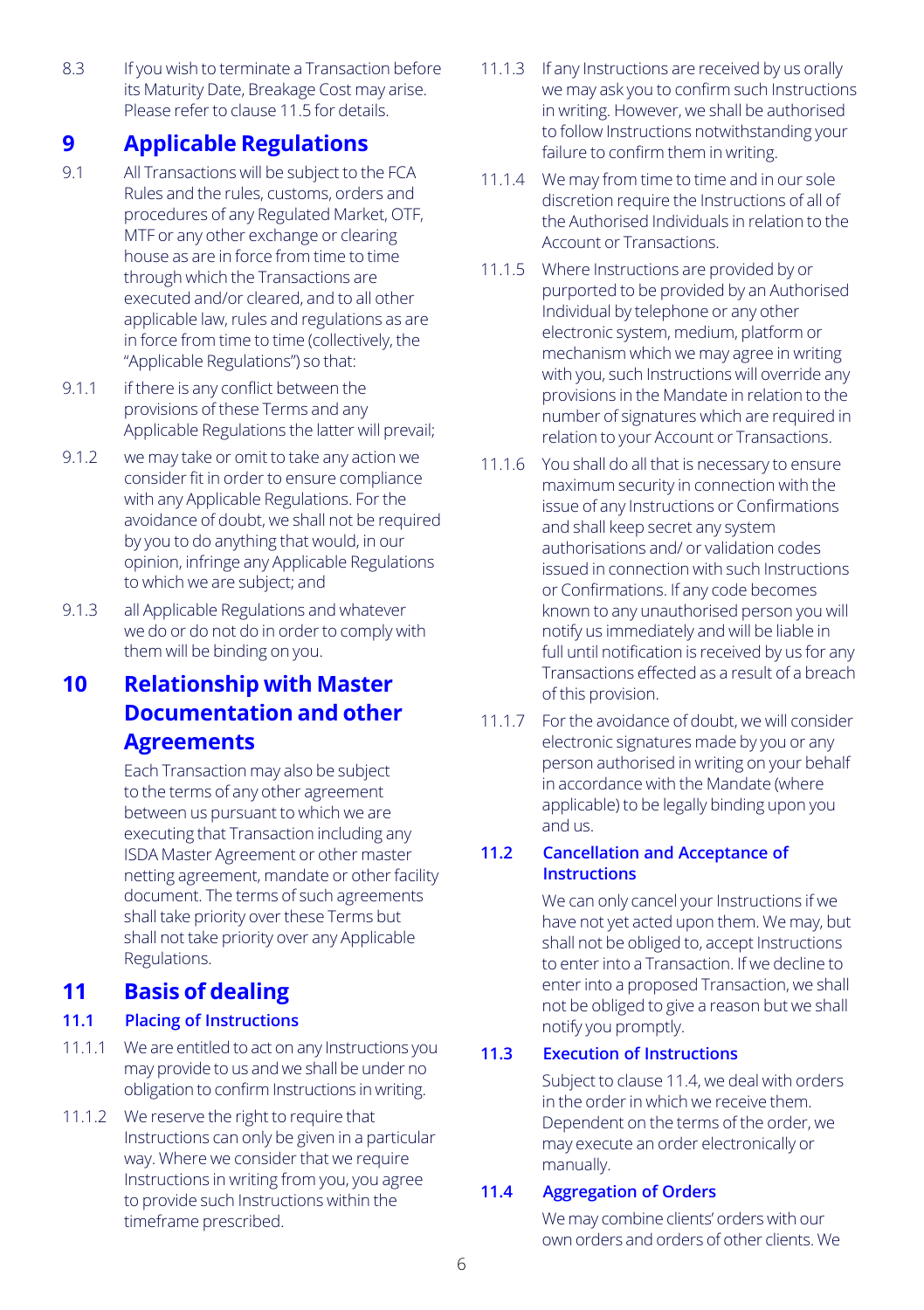8.3 If you wish to terminate a Transaction before its Maturity Date, Breakage Cost may arise. Please refer to clause 11.5 for details.

# 9 Applicable Regulations

9.1 All Transactions will be subject to the FCA Rules and the rules, customs, orders and procedures of any Regulated Market, OTF, MTF or any other exchange or clearing house as are in force from time to time through which the Transactions are executed and/or cleared, and to all other applicable law, rules and regulations as are in force from time to time (collectively, the "Applicable Regulations") so that:

9.1.1 if there is any conflict between the provisions of these Terms and any Applicable Regulations the latter will prevail;

9.1.2 we may take or omit to take any action we consider fit in order to ensure compliance with any Applicable Regulations. For the avoidance of doubt, we shall not be required by you to do anything that would, in our opinion, infringe any Applicable Regulations to which we are subject; and

9.1.3 all Applicable Regulations and whatever we do or do not do in order to comply with them will be binding on you.

# 10 Relationship with Master Documentation and other Agreements

Each Transaction may also be subject to the terms of any other agreement between us pursuant to which we are executing that Transaction including any ISDA Master Agreement or other master netting agreement, mandate or other facility document. The terms of such agreements shall take priority over these Terms but shall not take priority over any Applicable Regulations.

# 11 Basis of dealing

## 11.1 Placing of Instructions

11.1.1 We are entitled to act on any Instructions you may provide to us and we shall be under no obligation to confirm Instructions in writing.

11.1.2 We reserve the right to require that Instructions can only be given in a particular way. Where we consider that we require Instructions in writing from you, you agree to provide such Instructions within the timeframe prescribed.

11.1.3 If any Instructions are received by us orally we may ask you to confirm such Instructions in writing. However, we shall be authorised to follow Instructions notwithstanding your failure to confirm them in writing.

11.1.4 We may from time to time and in our sole discretion require the Instructions of all of the Authorised Individuals in relation to the Account or Transactions.

11.1.5 Where Instructions are provided by or purported to be provided by an Authorised Individual by telephone or any other electronic system, medium, platform or mechanism which we may agree in writing with you, such Instructions will override any provisions in the Mandate in relation to the number of signatures which are required in relation to your Account or Transactions.

11.1.6 You shall do all that is necessary to ensure maximum security in connection with the issue of any Instructions or Confirmations and shall keep secret any system authorisations and/ or validation codes issued in connection with such Instructions or Confirmations. If any code becomes known to any unauthorised person you will notify us immediately and will be liable in full until notification is received by us for any Transactions effected as a result of a breach of this provision.

11.1.7 For the avoidance of doubt, we will consider electronic signatures made by you or any person authorised in writing on your behalf in accordance with the Mandate (where applicable) to be legally binding upon you and us.

## 11.2 Cancellation and Acceptance of Instructions

We can only cancel your Instructions if we have not yet acted upon them. We may, but shall not be obliged to, accept Instructions to enter into a Transaction. If we decline to enter into a proposed Transaction, we shall not be obliged to give a reason but we shall notify you promptly.

## 11.3 Execution of Instructions

Subject to clause 11.4, we deal with orders in the order in which we receive them. Dependent on the terms of the order, we may execute an order electronically or manually.

## 11.4 Aggregation of Orders

We may combine clients' orders with our own orders and orders of other clients. We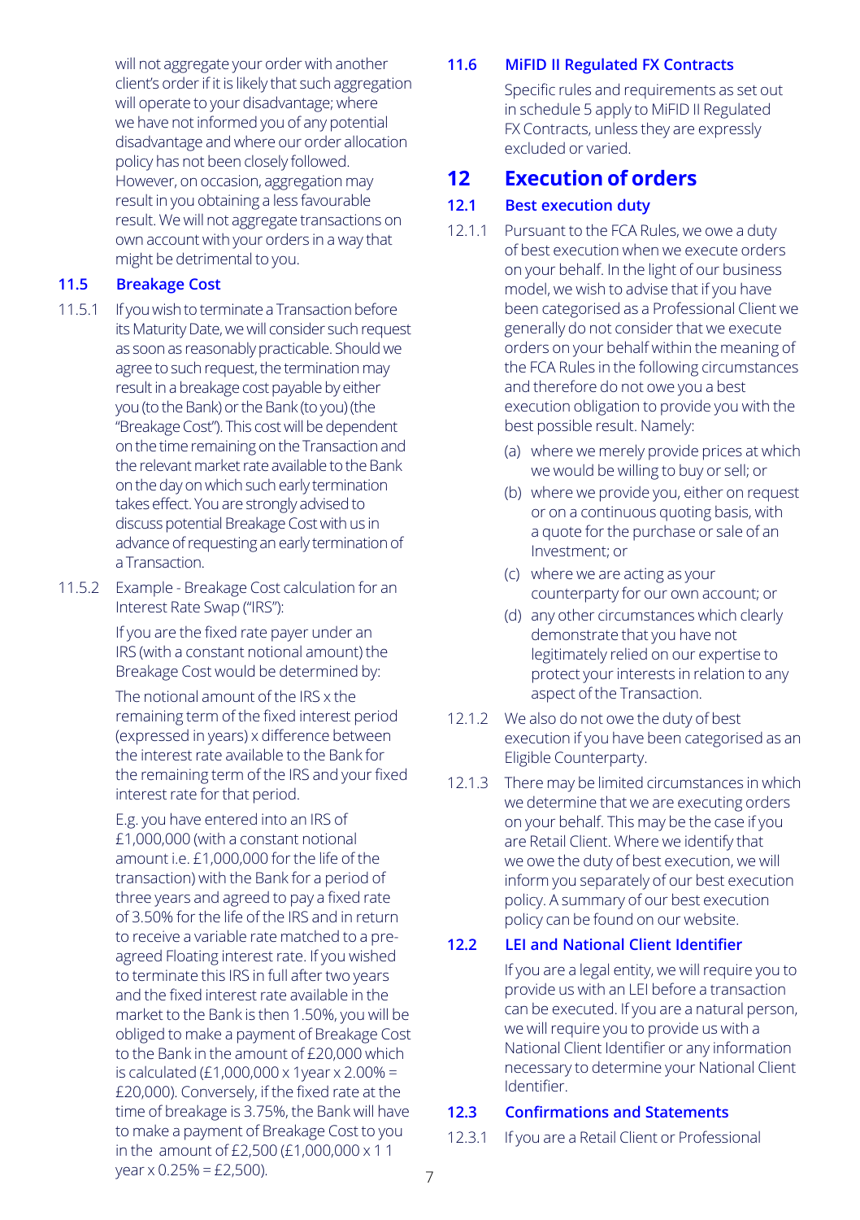will not aggregate your order with another client's order if it is likely that such aggregation will operate to your disadvantage; where we have not informed you of any potential disadvantage and where our order allocation policy has not been closely followed. However, on occasion, aggregation may result in you obtaining a less favourable result. We will not aggregate transactions on own account with your orders in a way that might be detrimental to you.

### 11.5 Breakage Cost

11.5.1 If you wish to terminate a Transaction before its Maturity Date, we will consider such request as soon as reasonably practicable. Should we agree to such request, the termination may result in a breakage cost payable by either you (to the Bank) or the Bank (to you) (the "Breakage Cost"). This cost will be dependent on the time remaining on the Transaction and the relevant market rate available to the Bank on the day on which such early termination takes effect. You are strongly advised to discuss potential Breakage Cost with us in advance of requesting an early termination of a Transaction.

11.5.2 Example - Breakage Cost calculation for an Interest Rate Swap ("IRS"):

If you are the fixed rate payer under an IRS (with a constant notional amount) the Breakage Cost would be determined by:

The notional amount of the IRS x the remaining term of the fixed interest period (expressed in years) x difference between the interest rate available to the Bank for the remaining term of the IRS and your fixed interest rate for that period.

E.g. you have entered into an IRS of £1,000,000 (with a constant notional amount i.e. £1,000,000 for the life of the transaction) with the Bank for a period of three years and agreed to pay a fixed rate of 3.50% for the life of the IRS and in return to receive a variable rate matched to a pre-agreed Floating interest rate. If you wished to terminate this IRS in full after two years and the fixed interest rate available in the market to the Bank is then 1.50%, you will be obliged to make a payment of Breakage Cost to the Bank in the amount of £20,000 which is calculated (£1,000,000 x 1year x 2.00% = £20,000). Conversely, if the fixed rate at the time of breakage is 3.75%, the Bank will have to make a payment of Breakage Cost to you in the amount of £2,500 (£1,000,000 x 1 1 year x 0.25% = £2,500).

### 11.6 MiFID II Regulated FX Contracts

Specific rules and requirements as set out in schedule 5 apply to MiFID II Regulated FX Contracts, unless they are expressly excluded or varied.

## 12 Execution of orders

### 12.1 Best execution duty

12.1.1 Pursuant to the FCA Rules, we owe a duty of best execution when we execute orders on your behalf. In the light of our business model, we wish to advise that if you have been categorised as a Professional Client we generally do not consider that we execute orders on your behalf within the meaning of the FCA Rules in the following circumstances and therefore do not owe you a best execution obligation to provide you with the best possible result. Namely:

(a) where we merely provide prices at which we would be willing to buy or sell; or

(b) where we provide you, either on request or on a continuous quoting basis, with a quote for the purchase or sale of an Investment; or

(c) where we are acting as your counterparty for our own account; or

(d) any other circumstances which clearly demonstrate that you have not legitimately relied on our expertise to protect your interests in relation to any aspect of the Transaction.

12.1.2 We also do not owe the duty of best execution if you have been categorised as an Eligible Counterparty.

12.1.3 There may be limited circumstances in which we determine that we are executing orders on your behalf. This may be the case if you are Retail Client. Where we identify that we owe the duty of best execution, we will inform you separately of our best execution policy. A summary of our best execution policy can be found on our website.

### 12.2 LEI and National Client Identifier

If you are a legal entity, we will require you to provide us with an LEI before a transaction can be executed. If you are a natural person, we will require you to provide us with a National Client Identifier or any information necessary to determine your National Client Identifier.

### 12.3 Confirmations and Statements

12.3.1 If you are a Retail Client or Professional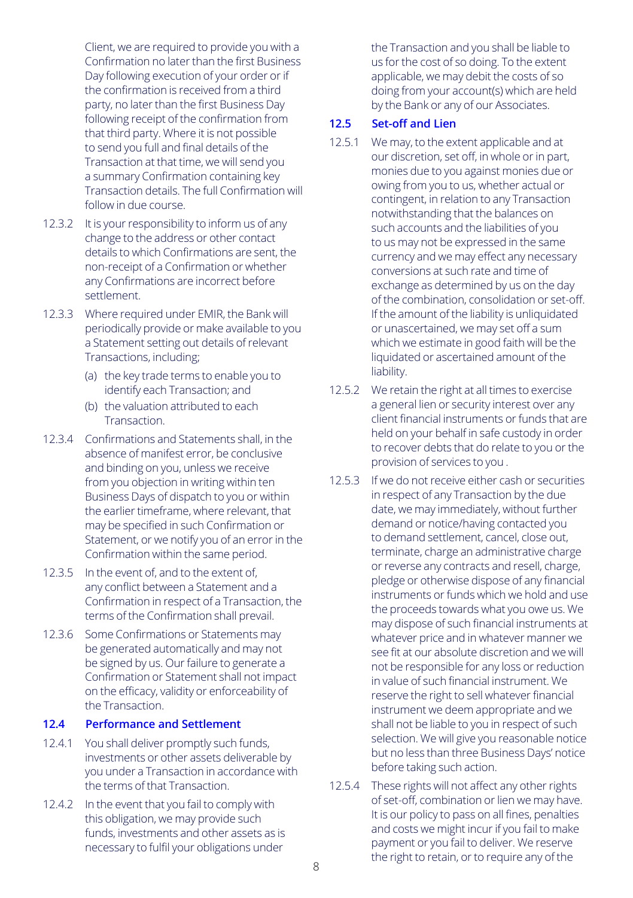Client, we are required to provide you with a Confirmation no later than the first Business Day following execution of your order or if the confirmation is received from a third party, no later than the first Business Day following receipt of the confirmation from that third party. Where it is not possible to send you full and final details of the Transaction at that time, we will send you a summary Confirmation containing key Transaction details. The full Confirmation will follow in due course.

12.3.2 It is your responsibility to inform us of any change to the address or other contact details to which Confirmations are sent, the non-receipt of a Confirmation or whether any Confirmations are incorrect before settlement.

12.3.3 Where required under EMIR, the Bank will periodically provide or make available to you a Statement setting out details of relevant Transactions, including;

(a) the key trade terms to enable you to identify each Transaction; and

(b) the valuation attributed to each Transaction.

12.3.4 Confirmations and Statements shall, in the absence of manifest error, be conclusive and binding on you, unless we receive from you objection in writing within ten Business Days of dispatch to you or within the earlier timeframe, where relevant, that may be specified in such Confirmation or Statement, or we notify you of an error in the Confirmation within the same period.

12.3.5 In the event of, and to the extent of, any conflict between a Statement and a Confirmation in respect of a Transaction, the terms of the Confirmation shall prevail.

12.3.6 Some Confirmations or Statements may be generated automatically and may not be signed by us. Our failure to generate a Confirmation or Statement shall not impact on the efficacy, validity or enforceability of the Transaction.

### 12.4 Performance and Settlement

12.4.1 You shall deliver promptly such funds, investments or other assets deliverable by you under a Transaction in accordance with the terms of that Transaction.

12.4.2 In the event that you fail to comply with this obligation, we may provide such funds, investments and other assets as is necessary to fulfil your obligations under the Transaction and you shall be liable to us for the cost of so doing. To the extent applicable, we may debit the costs of so doing from your account(s) which are held by the Bank or any of our Associates.

### 12.5 Set-off and Lien

12.5.1 We may, to the extent applicable and at our discretion, set off, in whole or in part, monies due to you against monies due or owing from you to us, whether actual or contingent, in relation to any Transaction notwithstanding that the balances on such accounts and the liabilities of you to us may not be expressed in the same currency and we may effect any necessary conversions at such rate and time of exchange as determined by us on the day of the combination, consolidation or set-off. If the amount of the liability is unliquidated or unascertained, we may set off a sum which we estimate in good faith will be the liquidated or ascertained amount of the liability.

12.5.2 We retain the right at all times to exercise a general lien or security interest over any client financial instruments or funds that are held on your behalf in safe custody in order to recover debts that do relate to you or the provision of services to you .

12.5.3 If we do not receive either cash or securities in respect of any Transaction by the due date, we may immediately, without further demand or notice/having contacted you to demand settlement, cancel, close out, terminate, charge an administrative charge or reverse any contracts and resell, charge, pledge or otherwise dispose of any financial instruments or funds which we hold and use the proceeds towards what you owe us. We may dispose of such financial instruments at whatever price and in whatever manner we see fit at our absolute discretion and we will not be responsible for any loss or reduction in value of such financial instrument. We reserve the right to sell whatever financial instrument we deem appropriate and we shall not be liable to you in respect of such selection. We will give you reasonable notice but no less than three Business Days' notice before taking such action.

12.5.4 These rights will not affect any other rights of set-off, combination or lien we may have. It is our policy to pass on all fines, penalties and costs we might incur if you fail to make payment or you fail to deliver. We reserve the right to retain, or to require any of the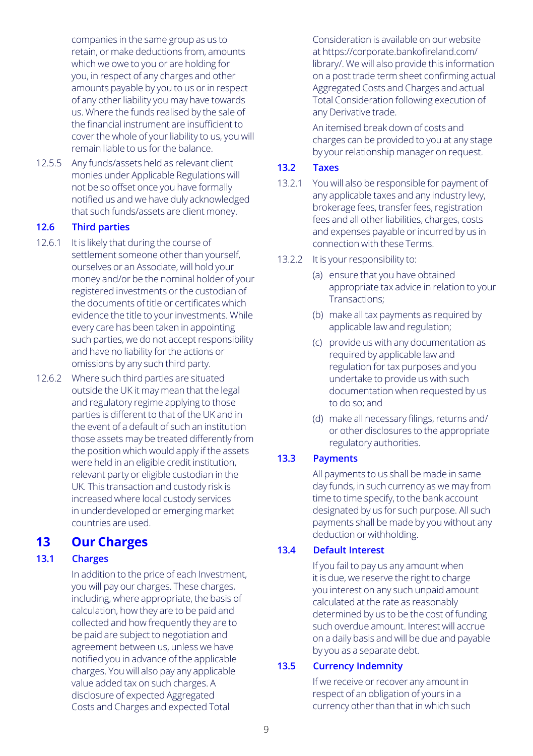companies in the same group as us to retain, or make deductions from, amounts which we owe to you or are holding for you, in respect of any charges and other amounts payable by you to us or in respect of any other liability you may have towards us. Where the funds realised by the sale of the financial instrument are insufficient to cover the whole of your liability to us, you will remain liable to us for the balance.

12.5.5 Any funds/assets held as relevant client monies under Applicable Regulations will not be so offset once you have formally notified us and we have duly acknowledged that such funds/assets are client money.

### 12.6 Third parties

12.6.1 It is likely that during the course of settlement someone other than yourself, ourselves or an Associate, will hold your money and/or be the nominal holder of your registered investments or the custodian of the documents of title or certificates which evidence the title to your investments. While every care has been taken in appointing such parties, we do not accept responsibility and have no liability for the actions or omissions by any such third party.

12.6.2 Where such third parties are situated outside the UK it may mean that the legal and regulatory regime applying to those parties is different to that of the UK and in the event of a default of such an institution those assets may be treated differently from the position which would apply if the assets were held in an eligible credit institution, relevant party or eligible custodian in the UK. This transaction and custody risk is increased where local custody services in underdeveloped or emerging market countries are used.

## 13 Our Charges

### 13.1 Charges

In addition to the price of each Investment, you will pay our charges. These charges, including, where appropriate, the basis of calculation, how they are to be paid and collected and how frequently they are to be paid are subject to negotiation and agreement between us, unless we have notified you in advance of the applicable charges. You will also pay any applicable value added tax on such charges. A disclosure of expected Aggregated Costs and Charges and expected Total Consideration is available on our website at https://corporate.bankofireland.com/library/. We will also provide this information on a post trade term sheet confirming actual Aggregated Costs and Charges and actual Total Consideration following execution of any Derivative trade.

An itemised break down of costs and charges can be provided to you at any stage by your relationship manager on request.

### 13.2 Taxes

13.2.1 You will also be responsible for payment of any applicable taxes and any industry levy, brokerage fees, transfer fees, registration fees and all other liabilities, charges, costs and expenses payable or incurred by us in connection with these Terms.

13.2.2 It is your responsibility to:

(a) ensure that you have obtained appropriate tax advice in relation to your Transactions;

(b) make all tax payments as required by applicable law and regulation;

(c) provide us with any documentation as required by applicable law and regulation for tax purposes and you undertake to provide us with such documentation when requested by us to do so; and

(d) make all necessary filings, returns and/or other disclosures to the appropriate regulatory authorities.

### 13.3 Payments

All payments to us shall be made in same day funds, in such currency as we may from time to time specify, to the bank account designated by us for such purpose. All such payments shall be made by you without any deduction or withholding.

### 13.4 Default Interest

If you fail to pay us any amount when it is due, we reserve the right to charge you interest on any such unpaid amount calculated at the rate as reasonably determined by us to be the cost of funding such overdue amount. Interest will accrue on a daily basis and will be due and payable by you as a separate debt.

### 13.5 Currency Indemnity

If we receive or recover any amount in respect of an obligation of yours in a currency other than that in which such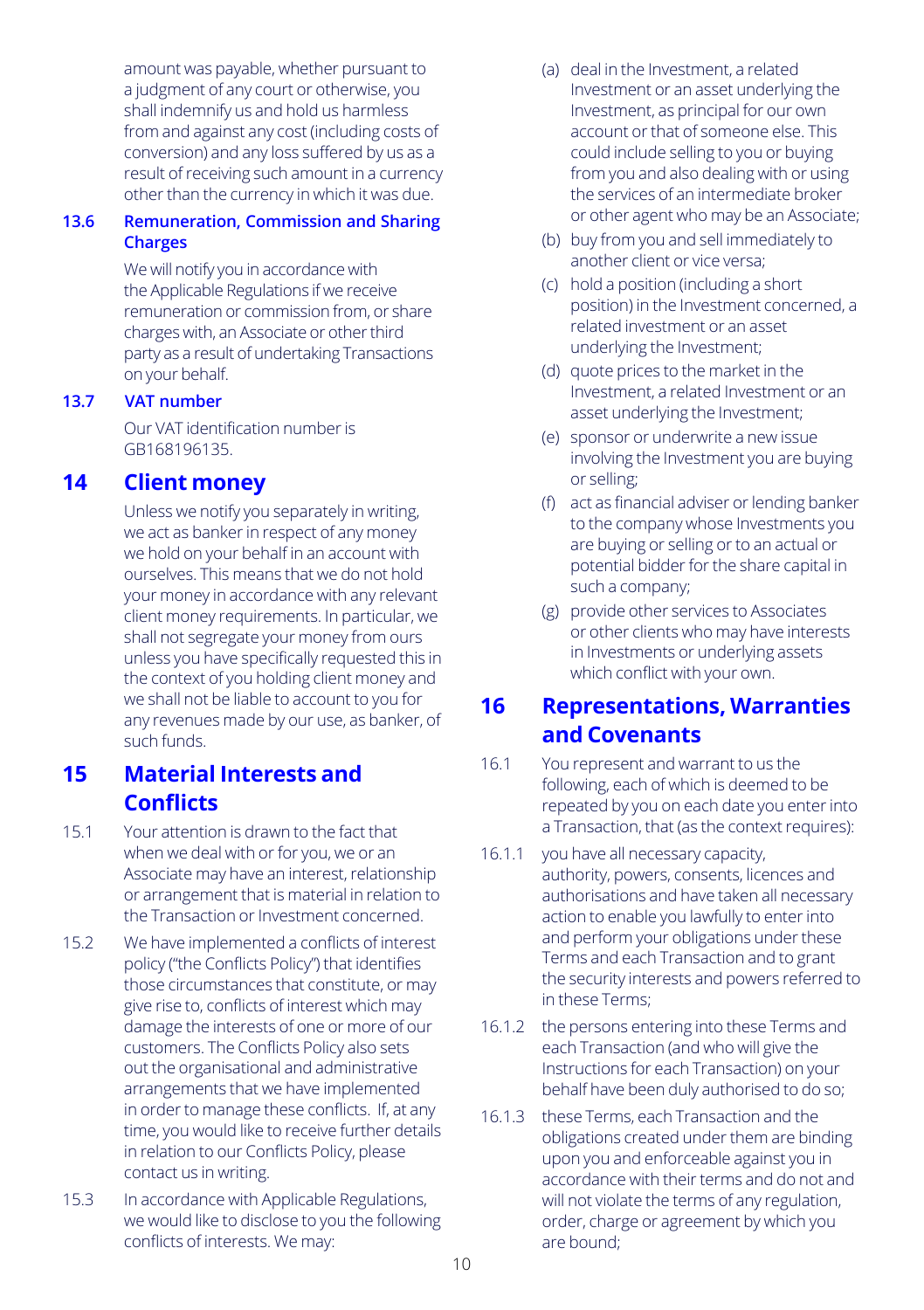amount was payable, whether pursuant to a judgment of any court or otherwise, you shall indemnify us and hold us harmless from and against any cost (including costs of conversion) and any loss suffered by us as a result of receiving such amount in a currency other than the currency in which it was due.

### 13.6 Remuneration, Commission and Sharing Charges

We will notify you in accordance with the Applicable Regulations if we receive remuneration or commission from, or share charges with, an Associate or other third party as a result of undertaking Transactions on your behalf.

### 13.7 VAT number

Our VAT identification number is GB168196135.

## 14 Client money

Unless we notify you separately in writing, we act as banker in respect of any money we hold on your behalf in an account with ourselves. This means that we do not hold your money in accordance with any relevant client money requirements. In particular, we shall not segregate your money from ours unless you have specifically requested this in the context of you holding client money and we shall not be liable to account to you for any revenues made by our use, as banker, of such funds.

## 15 Material Interests and Conflicts

15.1 Your attention is drawn to the fact that when we deal with or for you, we or an Associate may have an interest, relationship or arrangement that is material in relation to the Transaction or Investment concerned.

15.2 We have implemented a conflicts of interest policy ("the Conflicts Policy") that identifies those circumstances that constitute, or may give rise to, conflicts of interest which may damage the interests of one or more of our customers. The Conflicts Policy also sets out the organisational and administrative arrangements that we have implemented in order to manage these conflicts. If, at any time, you would like to receive further details in relation to our Conflicts Policy, please contact us in writing.

15.3 In accordance with Applicable Regulations, we would like to disclose to you the following conflicts of interests. We may:

(a) deal in the Investment, a related Investment or an asset underlying the Investment, as principal for our own account or that of someone else. This could include selling to you or buying from you and also dealing with or using the services of an intermediate broker or other agent who may be an Associate;

(b) buy from you and sell immediately to another client or vice versa;

(c) hold a position (including a short position) in the Investment concerned, a related investment or an asset underlying the Investment;

(d) quote prices to the market in the Investment, a related Investment or an asset underlying the Investment;

(e) sponsor or underwrite a new issue involving the Investment you are buying or selling;

(f) act as financial adviser or lending banker to the company whose Investments you are buying or selling or to an actual or potential bidder for the share capital in such a company;

(g) provide other services to Associates or other clients who may have interests in Investments or underlying assets which conflict with your own.

## 16 Representations, Warranties and Covenants

16.1 You represent and warrant to us the following, each of which is deemed to be repeated by you on each date you enter into a Transaction, that (as the context requires):

16.1.1 you have all necessary capacity, authority, powers, consents, licences and authorisations and have taken all necessary action to enable you lawfully to enter into and perform your obligations under these Terms and each Transaction and to grant the security interests and powers referred to in these Terms;

16.1.2 the persons entering into these Terms and each Transaction (and who will give the Instructions for each Transaction) on your behalf have been duly authorised to do so;

16.1.3 these Terms, each Transaction and the obligations created under them are binding upon you and enforceable against you in accordance with their terms and do not and will not violate the terms of any regulation, order, charge or agreement by which you are bound;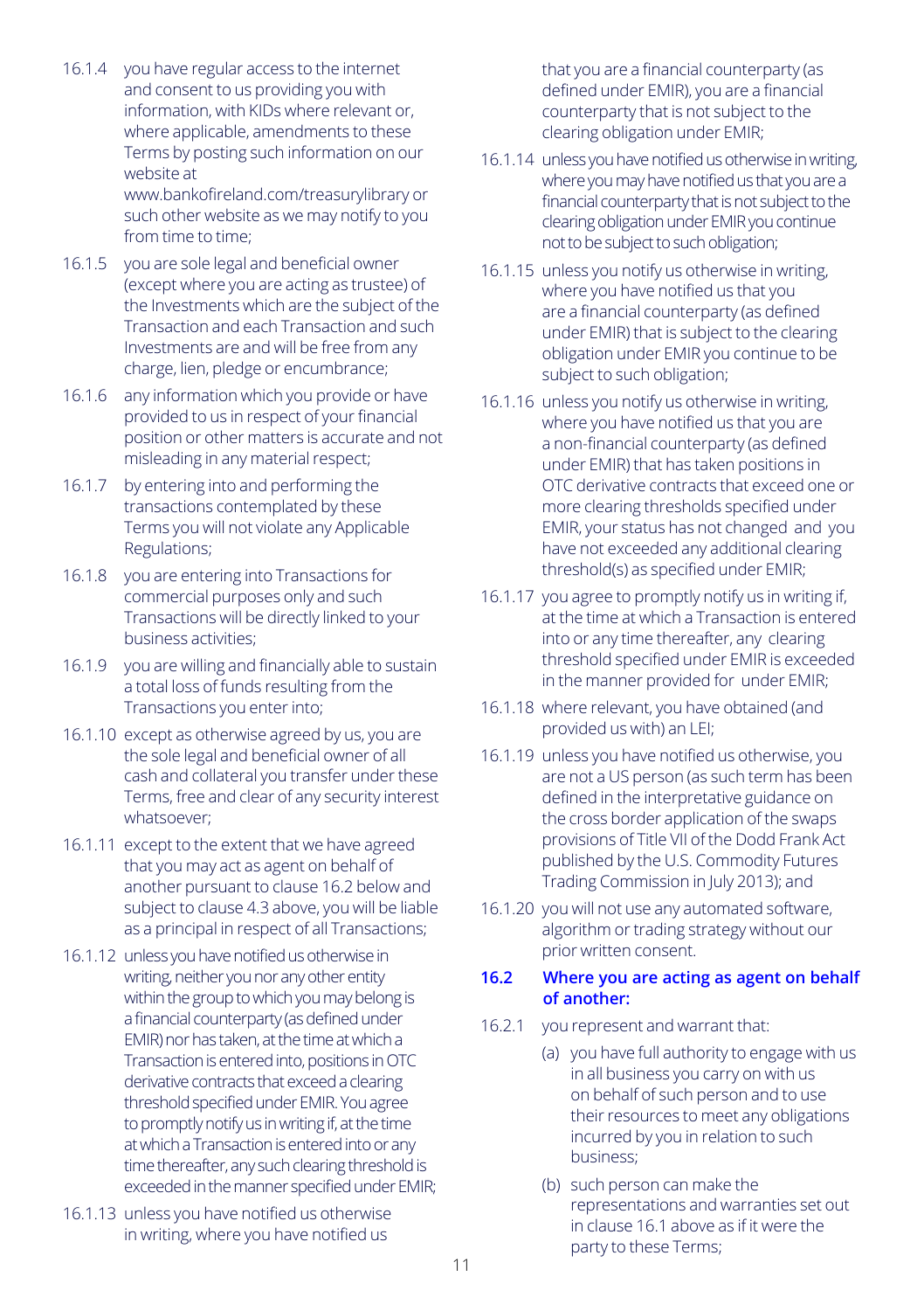16.1.4 you have regular access to the internet and consent to us providing you with information, with KIDs where relevant or, where applicable, amendments to these Terms by posting such information on our website at www.bankofireland.com/treasurylibrary or such other website as we may notify to you from time to time;

16.1.5 you are sole legal and beneficial owner (except where you are acting as trustee) of the Investments which are the subject of the Transaction and each Transaction and such Investments are and will be free from any charge, lien, pledge or encumbrance;

16.1.6 any information which you provide or have provided to us in respect of your financial position or other matters is accurate and not misleading in any material respect;

16.1.7 by entering into and performing the transactions contemplated by these Terms you will not violate any Applicable Regulations;

16.1.8 you are entering into Transactions for commercial purposes only and such Transactions will be directly linked to your business activities;

16.1.9 you are willing and financially able to sustain a total loss of funds resulting from the Transactions you enter into;

16.1.10 except as otherwise agreed by us, you are the sole legal and beneficial owner of all cash and collateral you transfer under these Terms, free and clear of any security interest whatsoever;

16.1.11 except to the extent that we have agreed that you may act as agent on behalf of another pursuant to clause 16.2 below and subject to clause 4.3 above, you will be liable as a principal in respect of all Transactions;

16.1.12 unless you have notified us otherwise in writing, neither you nor any other entity within the group to which you may belong is a financial counterparty (as defined under EMIR) nor has taken, at the time at which a Transaction is entered into, positions in OTC derivative contracts that exceed a clearing threshold specified under EMIR. You agree to promptly notify us in writing if, at the time at which a Transaction is entered into or any time thereafter, any such clearing threshold is exceeded in the manner specified under EMIR;

16.1.13 unless you have notified us otherwise in writing, where you have notified us that you are a financial counterparty (as defined under EMIR), you are a financial counterparty that is not subject to the clearing obligation under EMIR;

16.1.14 unless you have notified us otherwise in writing, where you may have notified us that you are a financial counterparty that is not subject to the clearing obligation under EMIR you continue not to be subject to such obligation;

16.1.15 unless you notify us otherwise in writing, where you have notified us that you are a financial counterparty (as defined under EMIR) that is subject to the clearing obligation under EMIR you continue to be subject to such obligation;

16.1.16 unless you notify us otherwise in writing, where you have notified us that you are a non-financial counterparty (as defined under EMIR) that has taken positions in OTC derivative contracts that exceed one or more clearing thresholds specified under EMIR, your status has not changed and you have not exceeded any additional clearing threshold(s) as specified under EMIR;

16.1.17 you agree to promptly notify us in writing if, at the time at which a Transaction is entered into or any time thereafter, any clearing threshold specified under EMIR is exceeded in the manner provided for under EMIR;

16.1.18 where relevant, you have obtained (and provided us with) an LEI;

16.1.19 unless you have notified us otherwise, you are not a US person (as such term has been defined in the interpretative guidance on the cross border application of the swaps provisions of Title VII of the Dodd Frank Act published by the U.S. Commodity Futures Trading Commission in July 2013); and

16.1.20 you will not use any automated software, algorithm or trading strategy without our prior written consent.

### 16.2 Where you are acting as agent on behalf of another:

16.2.1 you represent and warrant that:

(a) you have full authority to engage with us in all business you carry on with us on behalf of such person and to use their resources to meet any obligations incurred by you in relation to such business;

(b) such person can make the representations and warranties set out in clause 16.1 above as if it were the party to these Terms;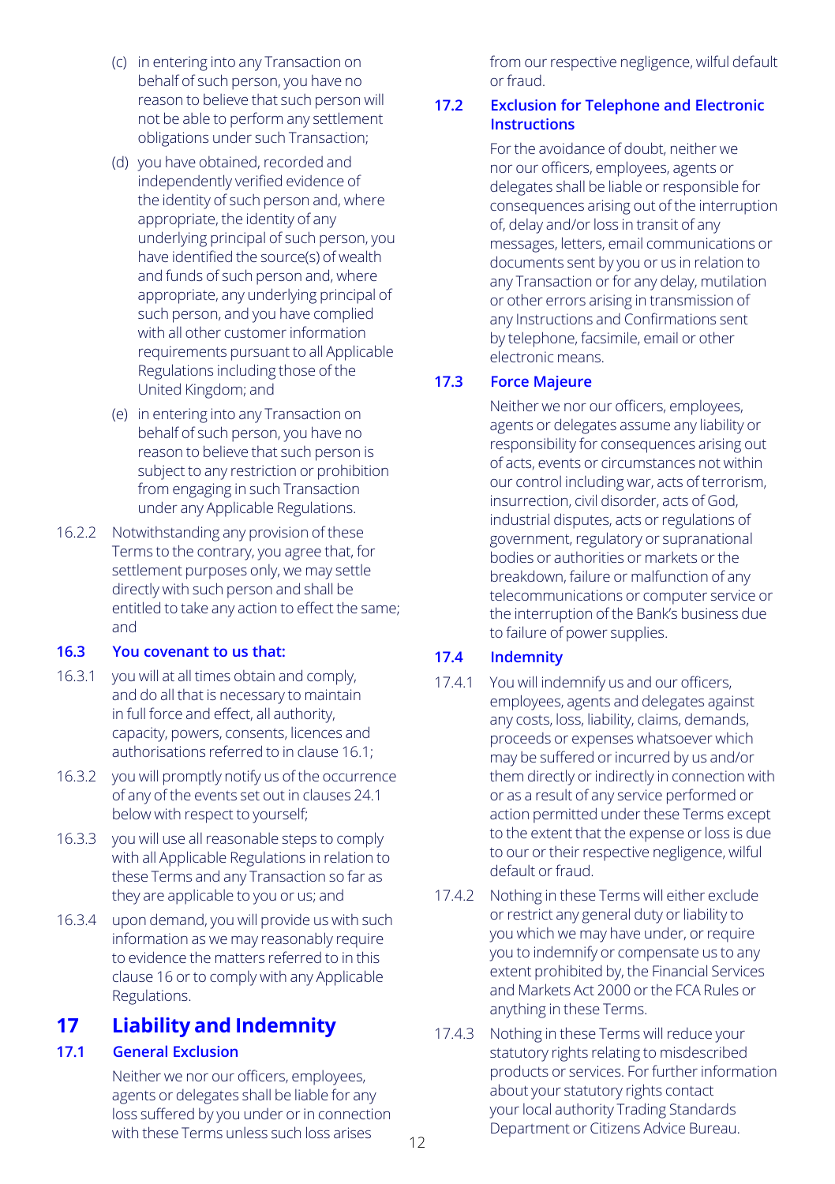(c) in entering into any Transaction on behalf of such person, you have no reason to believe that such person will not be able to perform any settlement obligations under such Transaction;

(d) you have obtained, recorded and independently verified evidence of the identity of such person and, where appropriate, the identity of any underlying principal of such person, you have identified the source(s) of wealth and funds of such person and, where appropriate, any underlying principal of such person, and you have complied with all other customer information requirements pursuant to all Applicable Regulations including those of the United Kingdom; and

(e) in entering into any Transaction on behalf of such person, you have no reason to believe that such person is subject to any restriction or prohibition from engaging in such Transaction under any Applicable Regulations.

16.2.2 Notwithstanding any provision of these Terms to the contrary, you agree that, for settlement purposes only, we may settle directly with such person and shall be entitled to take any action to effect the same; and

### 16.3 You covenant to us that:

16.3.1 you will at all times obtain and comply, and do all that is necessary to maintain in full force and effect, all authority, capacity, powers, consents, licences and authorisations referred to in clause 16.1;

16.3.2 you will promptly notify us of the occurrence of any of the events set out in clauses 24.1 below with respect to yourself;

16.3.3 you will use all reasonable steps to comply with all Applicable Regulations in relation to these Terms and any Transaction so far as they are applicable to you or us; and

16.3.4 upon demand, you will provide us with such information as we may reasonably require to evidence the matters referred to in this clause 16 or to comply with any Applicable Regulations.

## 17 Liability and Indemnity

### 17.1 General Exclusion

Neither we nor our officers, employees, agents or delegates shall be liable for any loss suffered by you under or in connection with these Terms unless such loss arises from our respective negligence, wilful default or fraud.

### 17.2 Exclusion for Telephone and Electronic Instructions

For the avoidance of doubt, neither we nor our officers, employees, agents or delegates shall be liable or responsible for consequences arising out of the interruption of, delay and/or loss in transit of any messages, letters, email communications or documents sent by you or us in relation to any Transaction or for any delay, mutilation or other errors arising in transmission of any Instructions and Confirmations sent by telephone, facsimile, email or other electronic means.

### 17.3 Force Majeure

Neither we nor our officers, employees, agents or delegates assume any liability or responsibility for consequences arising out of acts, events or circumstances not within our control including war, acts of terrorism, insurrection, civil disorder, acts of God, industrial disputes, acts or regulations of government, regulatory or supranational bodies or authorities or markets or the breakdown, failure or malfunction of any telecommunications or computer service or the interruption of the Bank's business due to failure of power supplies.

### 17.4 Indemnity

17.4.1 You will indemnify us and our officers, employees, agents and delegates against any costs, loss, liability, claims, demands, proceeds or expenses whatsoever which may be suffered or incurred by us and/or them directly or indirectly in connection with or as a result of any service performed or action permitted under these Terms except to the extent that the expense or loss is due to our or their respective negligence, wilful default or fraud.

17.4.2 Nothing in these Terms will either exclude or restrict any general duty or liability to you which we may have under, or require you to indemnify or compensate us to any extent prohibited by, the Financial Services and Markets Act 2000 or the FCA Rules or anything in these Terms.

17.4.3 Nothing in these Terms will reduce your statutory rights relating to misdescribed products or services. For further information about your statutory rights contact your local authority Trading Standards Department or Citizens Advice Bureau.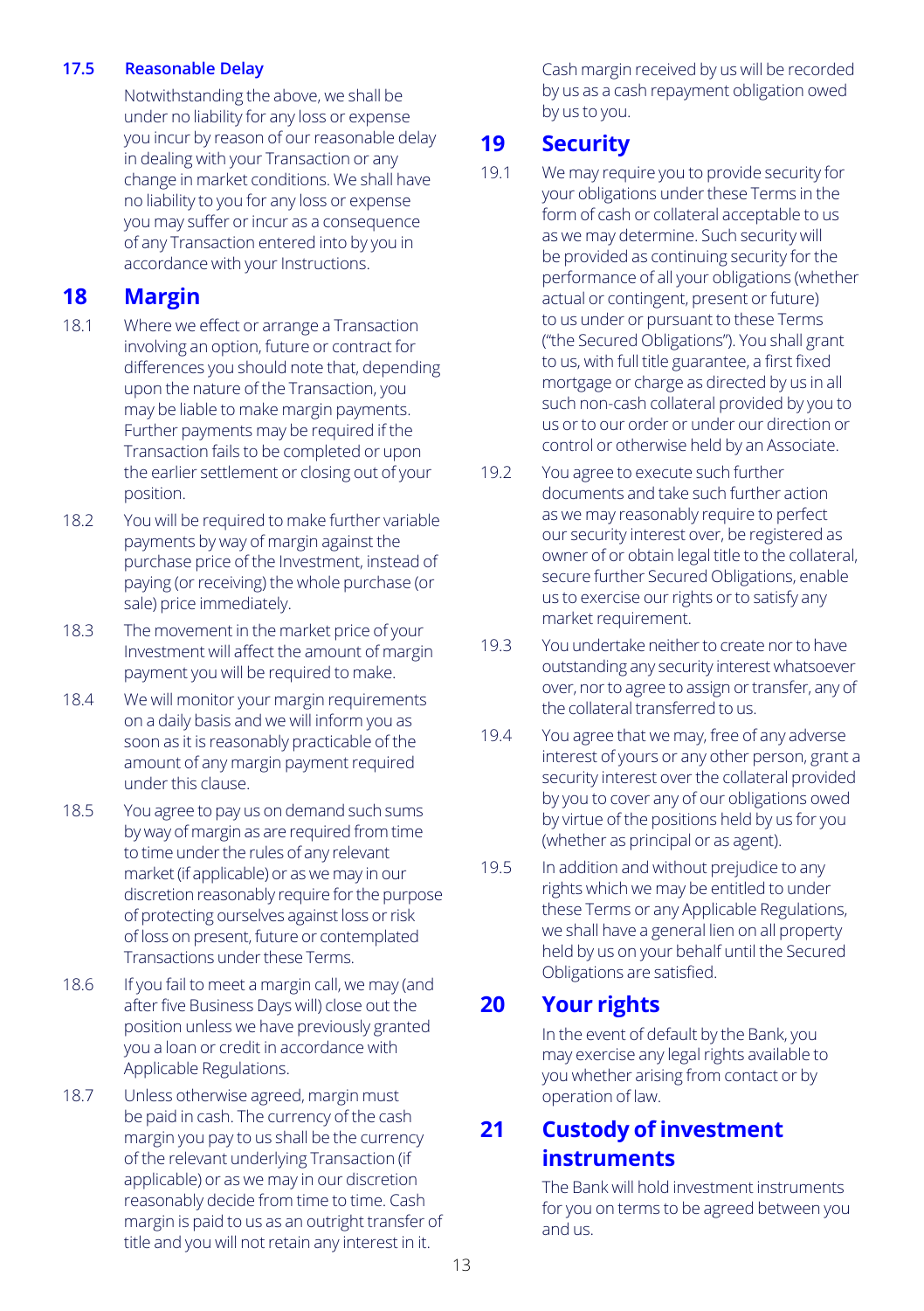### 17.5 Reasonable Delay

Notwithstanding the above, we shall be under no liability for any loss or expense you incur by reason of our reasonable delay in dealing with your Transaction or any change in market conditions. We shall have no liability to you for any loss or expense you may suffer or incur as a consequence of any Transaction entered into by you in accordance with your Instructions.

## 18 Margin

18.1 Where we effect or arrange a Transaction involving an option, future or contract for differences you should note that, depending upon the nature of the Transaction, you may be liable to make margin payments. Further payments may be required if the Transaction fails to be completed or upon the earlier settlement or closing out of your position.

18.2 You will be required to make further variable payments by way of margin against the purchase price of the Investment, instead of paying (or receiving) the whole purchase (or sale) price immediately.

18.3 The movement in the market price of your Investment will affect the amount of margin payment you will be required to make.

18.4 We will monitor your margin requirements on a daily basis and we will inform you as soon as it is reasonably practicable of the amount of any margin payment required under this clause.

18.5 You agree to pay us on demand such sums by way of margin as are required from time to time under the rules of any relevant market (if applicable) or as we may in our discretion reasonably require for the purpose of protecting ourselves against loss or risk of loss on present, future or contemplated Transactions under these Terms.

18.6 If you fail to meet a margin call, we may (and after five Business Days will) close out the position unless we have previously granted you a loan or credit in accordance with Applicable Regulations.

18.7 Unless otherwise agreed, margin must be paid in cash. The currency of the cash margin you pay to us shall be the currency of the relevant underlying Transaction (if applicable) or as we may in our discretion reasonably decide from time to time. Cash margin is paid to us as an outright transfer of title and you will not retain any interest in it.

Cash margin received by us will be recorded by us as a cash repayment obligation owed by us to you.

## 19 Security

19.1 We may require you to provide security for your obligations under these Terms in the form of cash or collateral acceptable to us as we may determine. Such security will be provided as continuing security for the performance of all your obligations (whether actual or contingent, present or future) to us under or pursuant to these Terms ("the Secured Obligations"). You shall grant to us, with full title guarantee, a first fixed mortgage or charge as directed by us in all such non-cash collateral provided by you to us or to our order or under our direction or control or otherwise held by an Associate.

19.2 You agree to execute such further documents and take such further action as we may reasonably require to perfect our security interest over, be registered as owner of or obtain legal title to the collateral, secure further Secured Obligations, enable us to exercise our rights or to satisfy any market requirement.

19.3 You undertake neither to create nor to have outstanding any security interest whatsoever over, nor to agree to assign or transfer, any of the collateral transferred to us.

19.4 You agree that we may, free of any adverse interest of yours or any other person, grant a security interest over the collateral provided by you to cover any of our obligations owed by virtue of the positions held by us for you (whether as principal or as agent).

19.5 In addition and without prejudice to any rights which we may be entitled to under these Terms or any Applicable Regulations, we shall have a general lien on all property held by us on your behalf until the Secured Obligations are satisfied.

## 20 Your rights

In the event of default by the Bank, you may exercise any legal rights available to you whether arising from contact or by operation of law.

## 21 Custody of investment instruments

The Bank will hold investment instruments for you on terms to be agreed between you and us.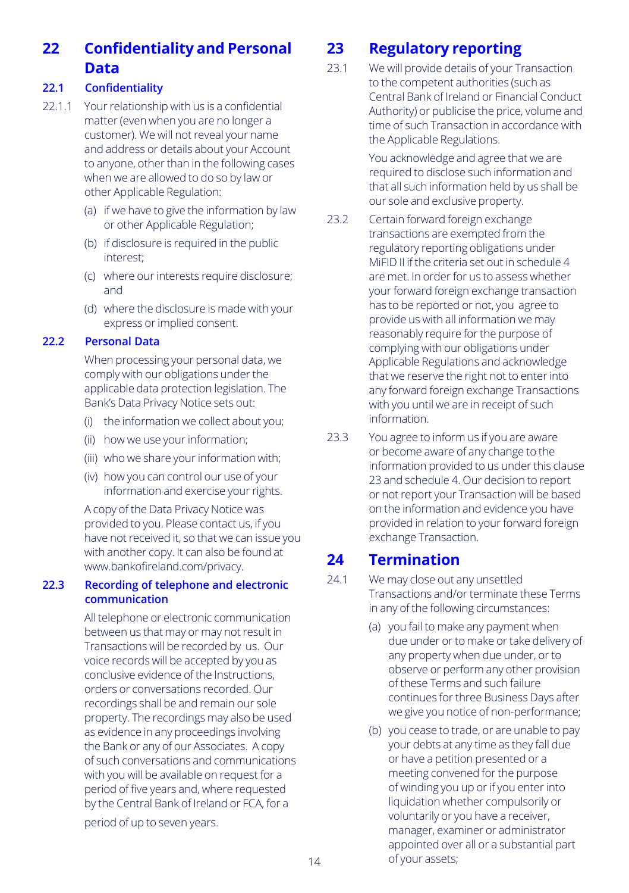## 22 Confidentiality and Personal Data

### 22.1 Confidentiality

22.1.1 Your relationship with us is a confidential matter (even when you are no longer a customer). We will not reveal your name and address or details about your Account to anyone, other than in the following cases when we are allowed to do so by law or other Applicable Regulation:

(a) if we have to give the information by law or other Applicable Regulation;

(b) if disclosure is required in the public interest;

(c) where our interests require disclosure; and

(d) where the disclosure is made with your express or implied consent.

### 22.2 Personal Data

When processing your personal data, we comply with our obligations under the applicable data protection legislation. The Bank's Data Privacy Notice sets out:

(i) the information we collect about you;

(ii) how we use your information;

(iii) who we share your information with;

(iv) how you can control our use of your information and exercise your rights.

A copy of the Data Privacy Notice was provided to you. Please contact us, if you have not received it, so that we can issue you with another copy. It can also be found at www.bankofireland.com/privacy.

### 22.3 Recording of telephone and electronic communication

All telephone or electronic communication between us that may or may not result in Transactions will be recorded by us. Our voice records will be accepted by you as conclusive evidence of the Instructions, orders or conversations recorded. Our recordings shall be and remain our sole property. The recordings may also be used as evidence in any proceedings involving the Bank or any of our Associates. A copy of such conversations and communications with you will be available on request for a period of five years and, where requested by the Central Bank of Ireland or FCA, for a period of up to seven years.

## 23 Regulatory reporting

23.1 We will provide details of your Transaction to the competent authorities (such as Central Bank of Ireland or Financial Conduct Authority) or publicise the price, volume and time of such Transaction in accordance with the Applicable Regulations.

You acknowledge and agree that we are required to disclose such information and that all such information held by us shall be our sole and exclusive property.

23.2 Certain forward foreign exchange transactions are exempted from the regulatory reporting obligations under MiFID II if the criteria set out in schedule 4 are met. In order for us to assess whether your forward foreign exchange transaction has to be reported or not, you agree to provide us with all information we may reasonably require for the purpose of complying with our obligations under Applicable Regulations and acknowledge that we reserve the right not to enter into any forward foreign exchange Transactions with you until we are in receipt of such information.

23.3 You agree to inform us if you are aware or become aware of any change to the information provided to us under this clause 23 and schedule 4. Our decision to report or not report your Transaction will be based on the information and evidence you have provided in relation to your forward foreign exchange Transaction.

## 24 Termination

24.1 We may close out any unsettled Transactions and/or terminate these Terms in any of the following circumstances:

(a) you fail to make any payment when due under or to make or take delivery of any property when due under, or to observe or perform any other provision of these Terms and such failure continues for three Business Days after we give you notice of non-performance;

(b) you cease to trade, or are unable to pay your debts at any time as they fall due or have a petition presented or a meeting convened for the purpose of winding you up or if you enter into liquidation whether compulsorily or voluntarily or you have a receiver, manager, examiner or administrator appointed over all or a substantial part of your assets;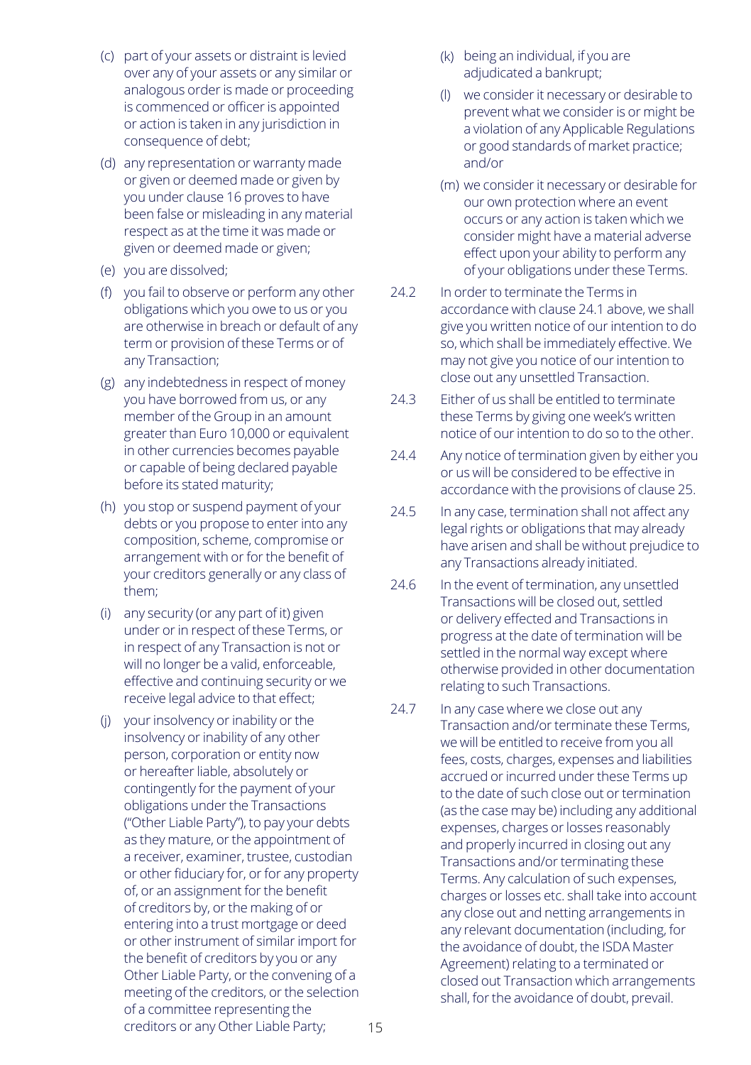(c) part of your assets or distraint is levied over any of your assets or any similar or analogous order is made or proceeding is commenced or officer is appointed or action is taken in any jurisdiction in consequence of debt;

(d) any representation or warranty made or given or deemed made or given by you under clause 16 proves to have been false or misleading in any material respect as at the time it was made or given or deemed made or given;

(e) you are dissolved;

(f) you fail to observe or perform any other obligations which you owe to us or you are otherwise in breach or default of any term or provision of these Terms or of any Transaction;

(g) any indebtedness in respect of money you have borrowed from us, or any member of the Group in an amount greater than Euro 10,000 or equivalent in other currencies becomes payable or capable of being declared payable before its stated maturity;

(h) you stop or suspend payment of your debts or you propose to enter into any composition, scheme, compromise or arrangement with or for the benefit of your creditors generally or any class of them;

(i) any security (or any part of it) given under or in respect of these Terms, or in respect of any Transaction is not or will no longer be a valid, enforceable, effective and continuing security or we receive legal advice to that effect;

(j) your insolvency or inability or the insolvency or inability of any other person, corporation or entity now or hereafter liable, absolutely or contingently for the payment of your obligations under the Transactions ("Other Liable Party"), to pay your debts as they mature, or the appointment of a receiver, examiner, trustee, custodian or other fiduciary for, or for any property of, or an assignment for the benefit of creditors by, or the making of or entering into a trust mortgage or deed or other instrument of similar import for the benefit of creditors by you or any Other Liable Party, or the convening of a meeting of the creditors, or the selection of a committee representing the creditors or any Other Liable Party;

(k) being an individual, if you are adjudicated a bankrupt;

(l) we consider it necessary or desirable to prevent what we consider is or might be a violation of any Applicable Regulations or good standards of market practice; and/or

(m) we consider it necessary or desirable for our own protection where an event occurs or any action is taken which we consider might have a material adverse effect upon your ability to perform any of your obligations under these Terms.

24.2 In order to terminate the Terms in accordance with clause 24.1 above, we shall give you written notice of our intention to do so, which shall be immediately effective. We may not give you notice of our intention to close out any unsettled Transaction.

24.3 Either of us shall be entitled to terminate these Terms by giving one week's written notice of our intention to do so to the other.

24.4 Any notice of termination given by either you or us will be considered to be effective in accordance with the provisions of clause 25.

24.5 In any case, termination shall not affect any legal rights or obligations that may already have arisen and shall be without prejudice to any Transactions already initiated.

24.6 In the event of termination, any unsettled Transactions will be closed out, settled or delivery effected and Transactions in progress at the date of termination will be settled in the normal way except where otherwise provided in other documentation relating to such Transactions.

24.7 In any case where we close out any Transaction and/or terminate these Terms, we will be entitled to receive from you all fees, costs, charges, expenses and liabilities accrued or incurred under these Terms up to the date of such close out or termination (as the case may be) including any additional expenses, charges or losses reasonably and properly incurred in closing out any Transactions or terminating these Terms. Any calculation of such expenses, charges or losses etc. shall take into account any close out and netting arrangements in any relevant documentation (including, for the avoidance of doubt, the ISDA Master Agreement) relating to a terminated or closed out Transaction which arrangements shall, for the avoidance of doubt, prevail.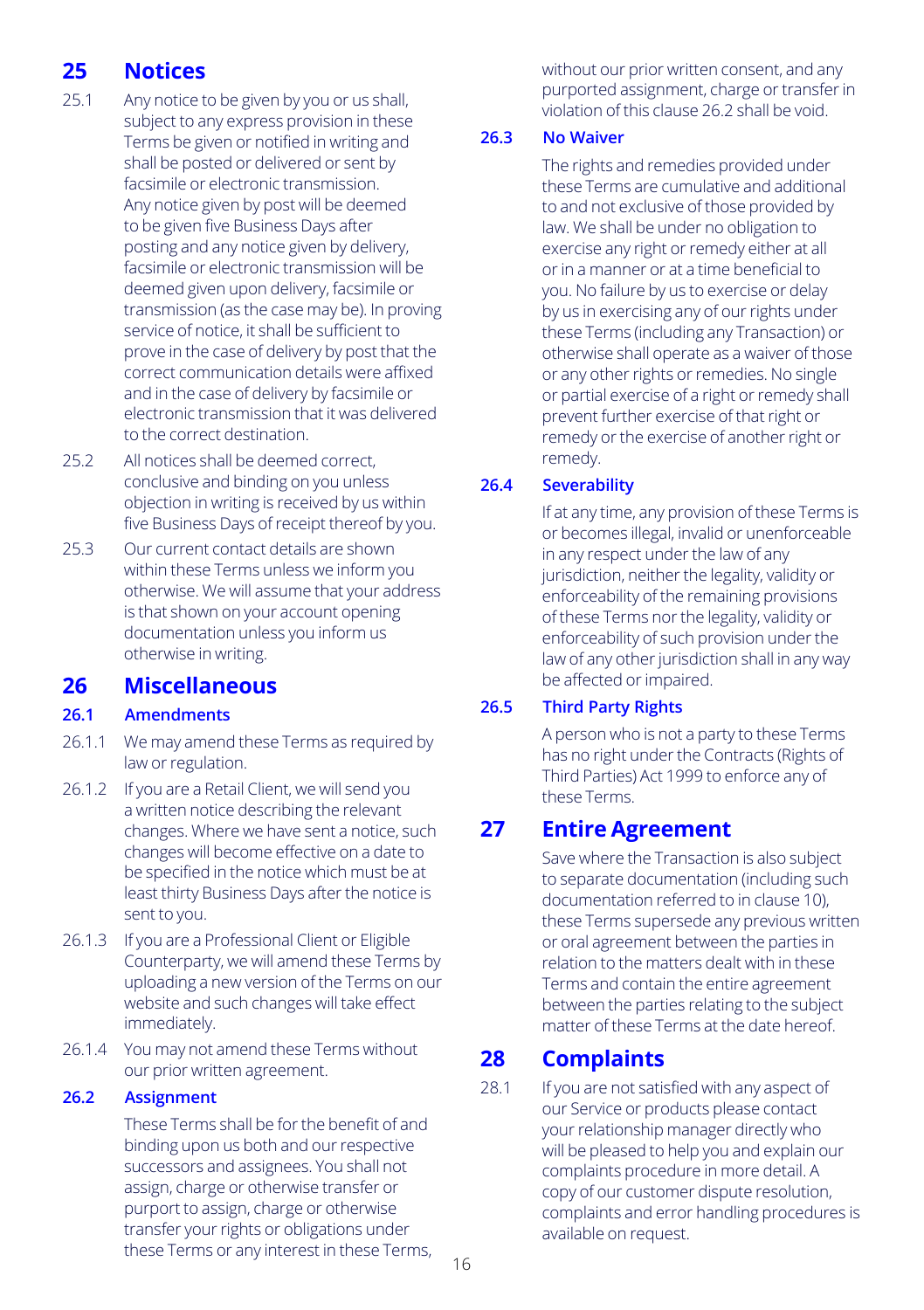## 25 Notices

25.1 Any notice to be given by you or us shall, subject to any express provision in these Terms be given or notified in writing and shall be posted or delivered or sent by facsimile or electronic transmission. Any notice given by post will be deemed to be given five Business Days after posting and any notice given by delivery, facsimile or electronic transmission will be deemed given upon delivery, facsimile or transmission (as the case may be). In proving service of notice, it shall be sufficient to prove in the case of delivery by post that the correct communication details were affixed and in the case of delivery by facsimile or electronic transmission that it was delivered to the correct destination.

25.2 All notices shall be deemed correct, conclusive and binding on you unless objection in writing is received by us within five Business Days of receipt thereof by you.

25.3 Our current contact details are shown within these Terms unless we inform you otherwise. We will assume that your address is that shown on your account opening documentation unless you inform us otherwise in writing.

## 26 Miscellaneous

### 26.1 Amendments

26.1.1 We may amend these Terms as required by law or regulation.

26.1.2 If you are a Retail Client, we will send you a written notice describing the relevant changes. Where we have sent a notice, such changes will become effective on a date to be specified in the notice which must be at least thirty Business Days after the notice is sent to you.

26.1.3 If you are a Professional Client or Eligible Counterparty, we will amend these Terms by uploading a new version of the Terms on our website and such changes will take effect immediately.

26.1.4 You may not amend these Terms without our prior written agreement.

### 26.2 Assignment

These Terms shall be for the benefit of and binding upon us both and our respective successors and assignees. You shall not assign, charge or otherwise transfer or purport to assign, charge or otherwise transfer your rights or obligations under these Terms or any interest in these Terms, without our prior written consent, and any purported assignment, charge or transfer in violation of this clause 26.2 shall be void.

### 26.3 No Waiver

The rights and remedies provided under these Terms are cumulative and additional to and not exclusive of those provided by law. We shall be under no obligation to exercise any right or remedy either at all or in a manner or at a time beneficial to you. No failure by us to exercise or delay by us in exercising any of our rights under these Terms (including any Transaction) or otherwise shall operate as a waiver of those or any other rights or remedies. No single or partial exercise of a right or remedy shall prevent further exercise of that right or remedy or the exercise of another right or remedy.

### 26.4 Severability

If at any time, any provision of these Terms is or becomes illegal, invalid or unenforceable in any respect under the law of any jurisdiction, neither the legality, validity or enforceability of the remaining provisions of these Terms nor the legality, validity or enforceability of such provision under the law of any other jurisdiction shall in any way be affected or impaired.

### 26.5 Third Party Rights

A person who is not a party to these Terms has no right under the Contracts (Rights of Third Parties) Act 1999 to enforce any of these Terms.

## 27 Entire Agreement

Save where the Transaction is also subject to separate documentation (including such documentation referred to in clause 10), these Terms supersede any previous written or oral agreement between the parties in relation to the matters dealt with in these Terms and contain the entire agreement between the parties relating to the subject matter of these Terms at the date hereof.

## 28 Complaints

28.1 If you are not satisfied with any aspect of our Service or products please contact your relationship manager directly who will be pleased to help you and explain our complaints procedure in more detail. A copy of our customer dispute resolution, complaints and error handling procedures is available on request.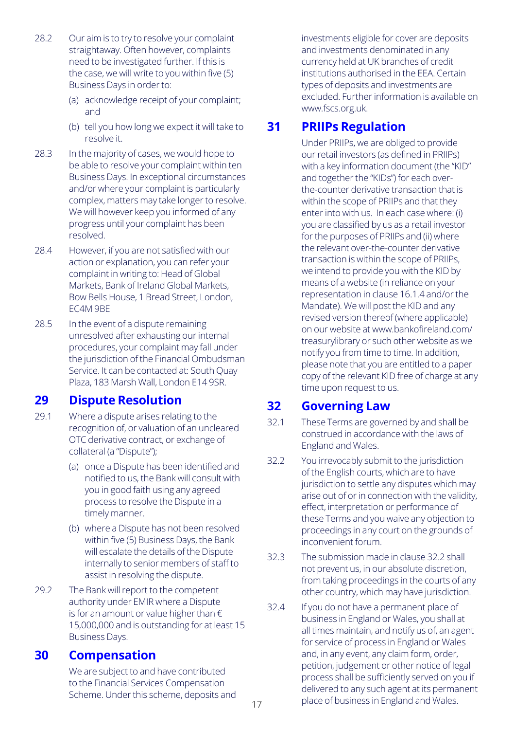28.2 Our aim is to try to resolve your complaint straightaway. Often however, complaints need to be investigated further. If this is the case, we will write to you within five (5) Business Days in order to:

(a) acknowledge receipt of your complaint; and

(b) tell you how long we expect it will take to resolve it.

28.3 In the majority of cases, we would hope to be able to resolve your complaint within ten Business Days. In exceptional circumstances and/or where your complaint is particularly complex, matters may take longer to resolve. We will however keep you informed of any progress until your complaint has been resolved.

28.4 However, if you are not satisfied with our action or explanation, you can refer your complaint in writing to: Head of Global Markets, Bank of Ireland Global Markets, Bow Bells House, 1 Bread Street, London, EC4M 9BE

28.5 In the event of a dispute remaining unresolved after exhausting our internal procedures, your complaint may fall under the jurisdiction of the Financial Ombudsman Service. It can be contacted at: South Quay Plaza, 183 Marsh Wall, London E14 9SR.

## 29 Dispute Resolution

29.1 Where a dispute arises relating to the recognition of, or valuation of an uncleared OTC derivative contract, or exchange of collateral (a "Dispute");

(a) once a Dispute has been identified and notified to us, the Bank will consult with you in good faith using any agreed process to resolve the Dispute in a timely manner.

(b) where a Dispute has not been resolved within five (5) Business Days, the Bank will escalate the details of the Dispute internally to senior members of staff to assist in resolving the dispute.

29.2 The Bank will report to the competent authority under EMIR where a Dispute is for an amount or value higher than € 15,000,000 and is outstanding for at least 15 Business Days.

## 30 Compensation

We are subject to and have contributed to the Financial Services Compensation Scheme. Under this scheme, deposits and investments eligible for cover are deposits and investments denominated in any currency held at UK branches of credit institutions authorised in the EEA. Certain types of deposits and investments are excluded. Further information is available on www.fscs.org.uk.

## 31 PRIIPs Regulation

Under PRIIPs, we are obliged to provide our retail investors (as defined in PRIIPs) with a key information document (the "KID" and together the "KIDs") for each over-the-counter derivative transaction that is within the scope of PRIIPs and that they enter into with us. In each case where: (i) you are classified by us as a retail investor for the purposes of PRIIPs and (ii) where the relevant over-the-counter derivative transaction is within the scope of PRIIPs, we intend to provide you with the KID by means of a website (in reliance on your representation in clause 16.1.4 and/or the Mandate). We will post the KID and any revised version thereof (where applicable) on our website at www.bankofireland.com/treasurylibrary or such other website as we notify you from time to time. In addition, please note that you are entitled to a paper copy of the relevant KID free of charge at any time upon request to us.

## 32 Governing Law

32.1 These Terms are governed by and shall be construed in accordance with the laws of England and Wales.

32.2 You irrevocably submit to the jurisdiction of the English courts, which are to have jurisdiction to settle any disputes which may arise out of or in connection with the validity, effect, interpretation or performance of these Terms and you waive any objection to proceedings in any court on the grounds of inconvenient forum.

32.3 The submission made in clause 32.2 shall not prevent us, in our absolute discretion, from taking proceedings in the courts of any other country, which may have jurisdiction.

32.4 If you do not have a permanent place of business in England or Wales, you shall at all times maintain, and notify us of, an agent for service of process in England or Wales and, in any event, any claim form, order, petition, judgement or other notice of legal process shall be sufficiently served on you if delivered to any such agent at its permanent place of business in England and Wales.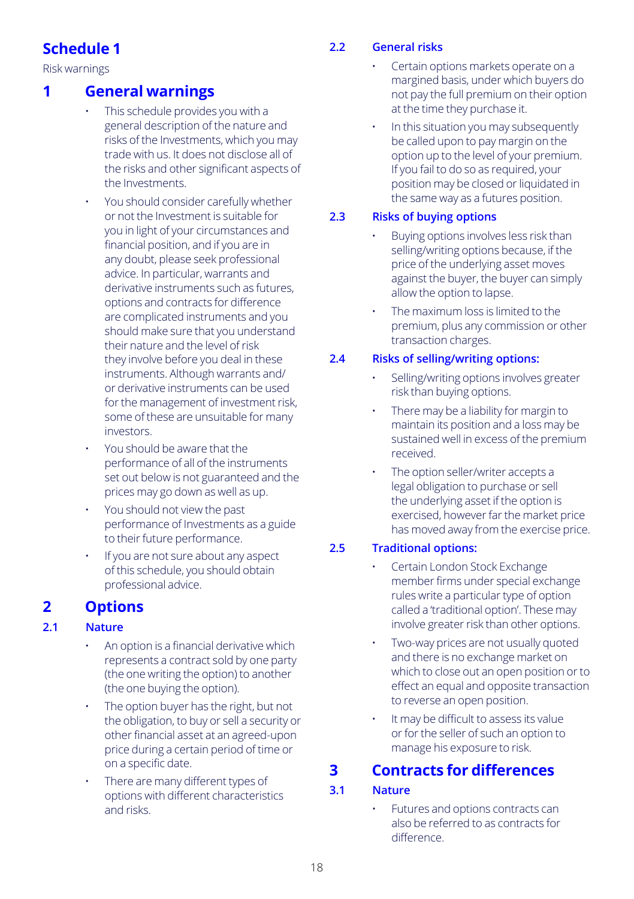# Schedule 1

Risk warnings

## 1 General warnings

- This schedule provides you with a general description of the nature and risks of the Investments, which you may trade with us. It does not disclose all of the risks and other significant aspects of the Investments.
- You should consider carefully whether or not the Investment is suitable for you in light of your circumstances and financial position, and if you are in any doubt, please seek professional advice. In particular, warrants and derivative instruments such as futures, options and contracts for difference are complicated instruments and you should make sure that you understand their nature and the level of risk they involve before you deal in these instruments. Although warrants and/or derivative instruments can be used for the management of investment risk, some of these are unsuitable for many investors.
- You should be aware that the performance of all of the instruments set out below is not guaranteed and the prices may go down as well as up.
- You should not view the past performance of Investments as a guide to their future performance.
- If you are not sure about any aspect of this schedule, you should obtain professional advice.

## 2 Options

### 2.1 Nature

- An option is a financial derivative which represents a contract sold by one party (the one writing the option) to another (the one buying the option).
- The option buyer has the right, but not the obligation, to buy or sell a security or other financial asset at an agreed-upon price during a certain period of time or on a specific date.
- There are many different types of options with different characteristics and risks.

### 2.2 General risks

- Certain options markets operate on a margined basis, under which buyers do not pay the full premium on their option at the time they purchase it.
- In this situation you may subsequently be called upon to pay margin on the option up to the level of your premium. If you fail to do so as required, your position may be closed or liquidated in the same way as a futures position.

### 2.3 Risks of buying options

- Buying options involves less risk than selling/writing options because, if the price of the underlying asset moves against the buyer, the buyer can simply allow the option to lapse.
- The maximum loss is limited to the premium, plus any commission or other transaction charges.

### 2.4 Risks of selling/writing options:

- Selling/writing options involves greater risk than buying options.
- There may be a liability for margin to maintain its position and a loss may be sustained well in excess of the premium received.
- The option seller/writer accepts a legal obligation to purchase or sell the underlying asset if the option is exercised, however far the market price has moved away from the exercise price.

### 2.5 Traditional options:

- Certain London Stock Exchange member firms under special exchange rules write a particular type of option called a 'traditional option'. These may involve greater risk than other options.
- Two-way prices are not usually quoted and there is no exchange market on which to close out an open position or to effect an equal and opposite transaction to reverse an open position.
- It may be difficult to assess its value or for the seller of such an option to manage his exposure to risk.

## 3 Contracts for differences

### 3.1 Nature

- Futures and options contracts can also be referred to as contracts for difference.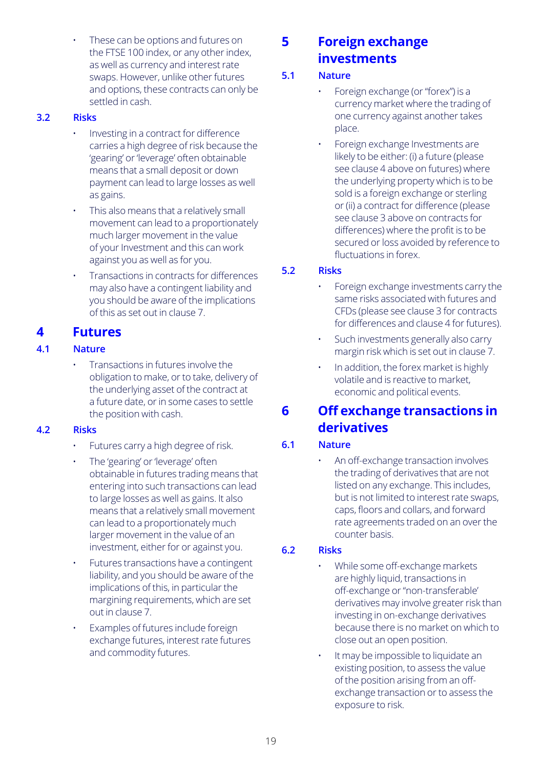- These can be options and futures on the FTSE 100 index, or any other index, as well as currency and interest rate swaps. However, unlike other futures and options, these contracts can only be settled in cash.

### 3.2 Risks

- Investing in a contract for difference carries a high degree of risk because the 'gearing' or 'leverage' often obtainable means that a small deposit or down payment can lead to large losses as well as gains.
- This also means that a relatively small movement can lead to a proportionately much larger movement in the value of your Investment and this can work against you as well as for you.
- Transactions in contracts for differences may also have a contingent liability and you should be aware of the implications of this as set out in clause 7.

## 4 Futures

### 4.1 Nature

- Transactions in futures involve the obligation to make, or to take, delivery of the underlying asset of the contract at a future date, or in some cases to settle the position with cash.

### 4.2 Risks

- Futures carry a high degree of risk.
- The 'gearing' or 'leverage' often obtainable in futures trading means that entering into such transactions can lead to large losses as well as gains. It also means that a relatively small movement can lead to a proportionately much larger movement in the value of an investment, either for or against you.
- Futures transactions have a contingent liability, and you should be aware of the implications of this, in particular the margining requirements, which are set out in clause 7.
- Examples of futures include foreign exchange futures, interest rate futures and commodity futures.

## 5 Foreign exchange investments

### 5.1 Nature

- Foreign exchange (or "forex") is a currency market where the trading of one currency against another takes place.
- Foreign exchange Investments are likely to be either: (i) a future (please see clause 4 above on futures) where the underlying property which is to be sold is a foreign exchange or sterling or (ii) a contract for difference (please see clause 3 above on contracts for differences) where the profit is to be secured or loss avoided by reference to fluctuations in forex.

### 5.2 Risks

- Foreign exchange investments carry the same risks associated with futures and CFDs (please see clause 3 for contracts for differences and clause 4 for futures).
- Such investments generally also carry margin risk which is set out in clause 7.
- In addition, the forex market is highly volatile and is reactive to market, economic and political events.

## 6 Off exchange transactions in derivatives

### 6.1 Nature

- An off-exchange transaction involves the trading of derivatives that are not listed on any exchange. This includes, but is not limited to interest rate swaps, caps, floors and collars, and forward rate agreements traded on an over the counter basis.

### 6.2 Risks

- While some off-exchange markets are highly liquid, transactions in off-exchange or "non-transferable' derivatives may involve greater risk than investing in on-exchange derivatives because there is no market on which to close out an open position.
- It may be impossible to liquidate an existing position, to assess the value of the position arising from an off-exchange transaction or to assess the exposure to risk.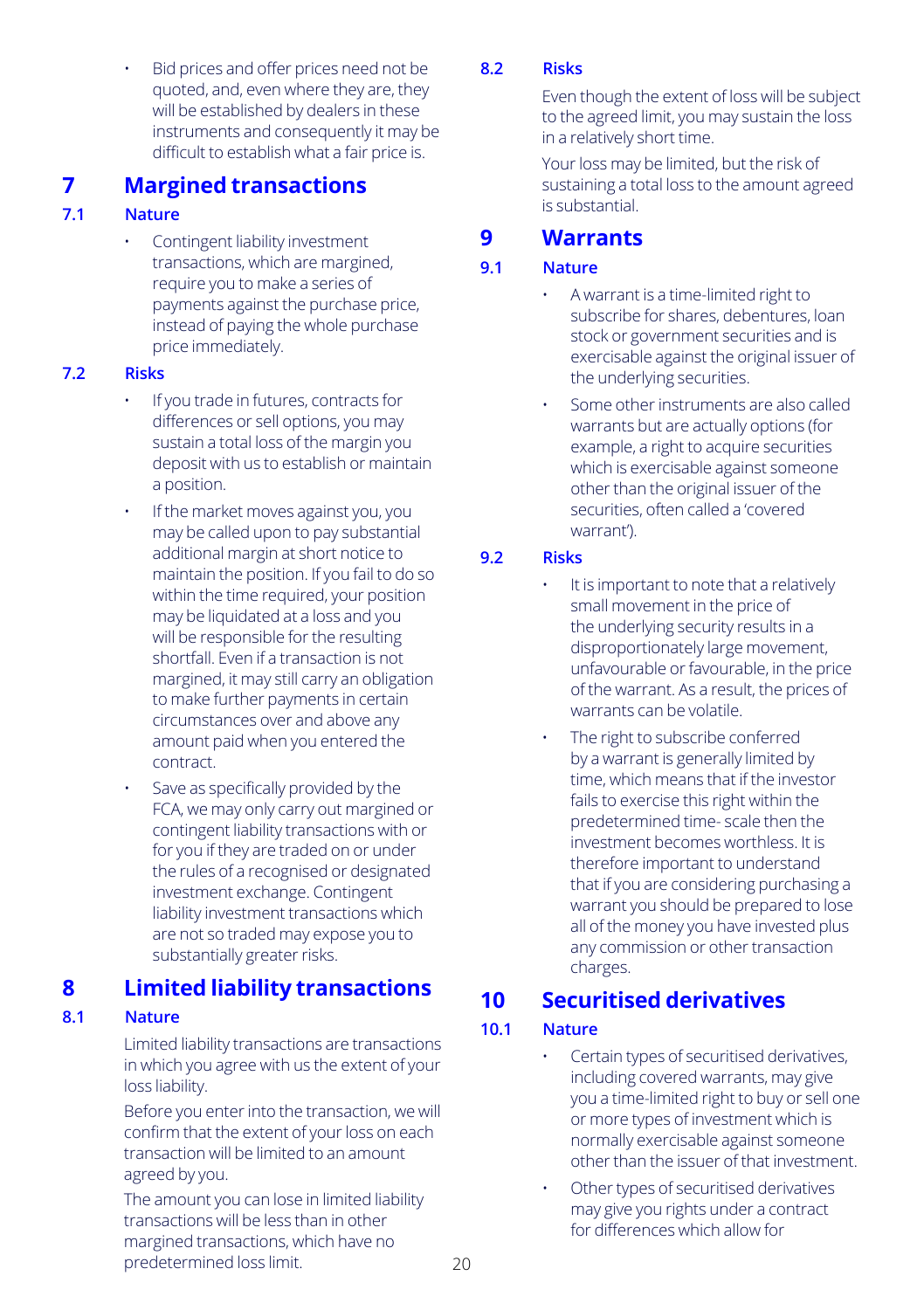- Bid prices and offer prices need not be quoted, and, even where they are, they will be established by dealers in these instruments and consequently it may be difficult to establish what a fair price is.

# 7 Margined transactions

## 7.1 Nature

- Contingent liability investment transactions, which are margined, require you to make a series of payments against the purchase price, instead of paying the whole purchase price immediately.

## 7.2 Risks

- If you trade in futures, contracts for differences or sell options, you may sustain a total loss of the margin you deposit with us to establish or maintain a position.
- If the market moves against you, you may be called upon to pay substantial additional margin at short notice to maintain the position. If you fail to do so within the time required, your position may be liquidated at a loss and you will be responsible for the resulting shortfall. Even if a transaction is not margined, it may still carry an obligation to make further payments in certain circumstances over and above any amount paid when you entered the contract.
- Save as specifically provided by the FCA, we may only carry out margined or contingent liability transactions with or for you if they are traded on or under the rules of a recognised or designated investment exchange. Contingent liability investment transactions which are not so traded may expose you to substantially greater risks.

# 8 Limited liability transactions

## 8.1 Nature

Limited liability transactions are transactions in which you agree with us the extent of your loss liability.

Before you enter into the transaction, we will confirm that the extent of your loss on each transaction will be limited to an amount agreed by you.

The amount you can lose in limited liability transactions will be less than in other margined transactions, which have no predetermined loss limit.

## 8.2 Risks

Even though the extent of loss will be subject to the agreed limit, you may sustain the loss in a relatively short time.

Your loss may be limited, but the risk of sustaining a total loss to the amount agreed is substantial.

# 9 Warrants

## 9.1 Nature

- A warrant is a time-limited right to subscribe for shares, debentures, loan stock or government securities and is exercisable against the original issuer of the underlying securities.
- Some other instruments are also called warrants but are actually options (for example, a right to acquire securities which is exercisable against someone other than the original issuer of the securities, often called a 'covered warrant').

## 9.2 Risks

- It is important to note that a relatively small movement in the price of the underlying security results in a disproportionately large movement, unfavourable or favourable, in the price of the warrant. As a result, the prices of warrants can be volatile.
- The right to subscribe conferred by a warrant is generally limited by time, which means that if the investor fails to exercise this right within the predetermined time- scale then the investment becomes worthless. It is therefore important to understand that if you are considering purchasing a warrant you should be prepared to lose all of the money you have invested plus any commission or other transaction charges.

# 10 Securitised derivatives

## 10.1 Nature

- Certain types of securitised derivatives, including covered warrants, may give you a time-limited right to buy or sell one or more types of investment which is normally exercisable against someone other than the issuer of that investment.
- Other types of securitised derivatives may give you rights under a contract for differences which allow for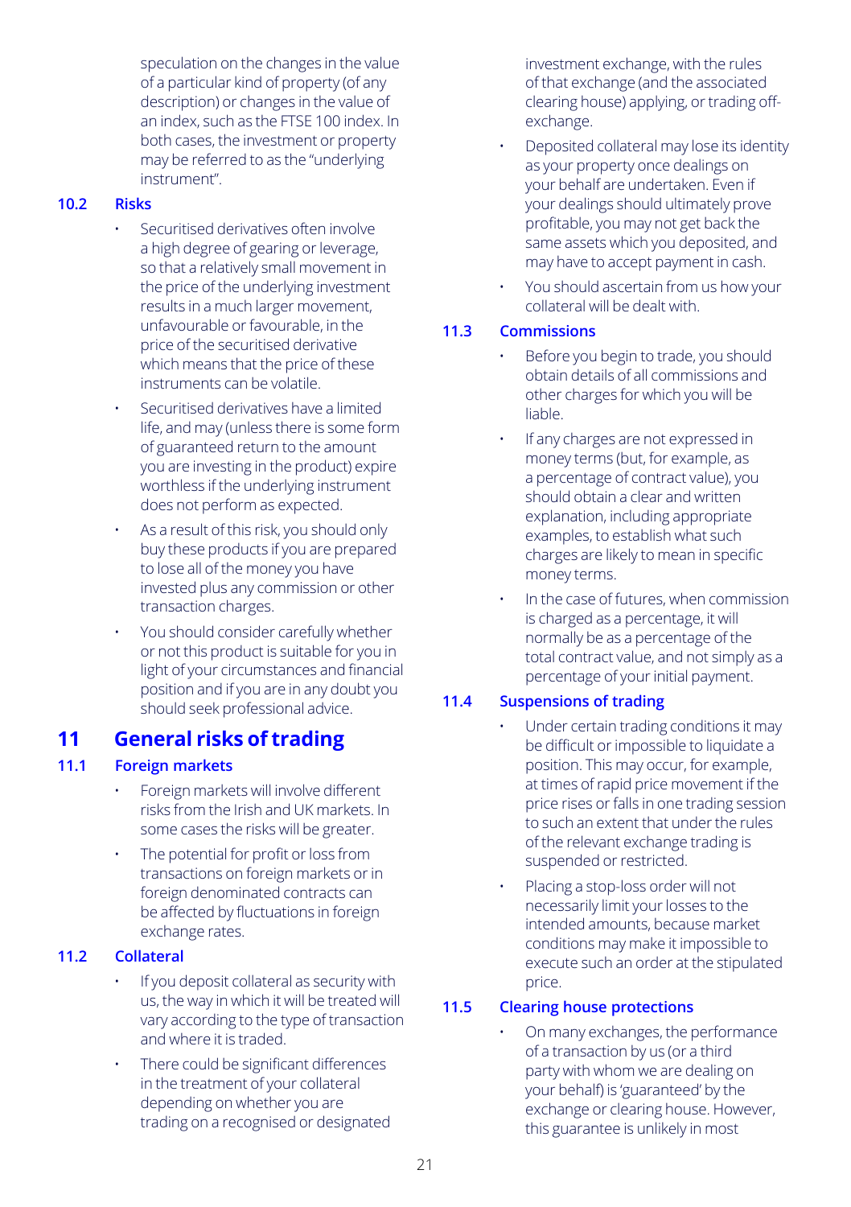speculation on the changes in the value of a particular kind of property (of any description) or changes in the value of an index, such as the FTSE 100 index. In both cases, the investment or property may be referred to as the "underlying instrument".

### 10.2 Risks

- Securitised derivatives often involve a high degree of gearing or leverage, so that a relatively small movement in the price of the underlying investment results in a much larger movement, unfavourable or favourable, in the price of the securitised derivative which means that the price of these instruments can be volatile.
- Securitised derivatives have a limited life, and may (unless there is some form of guaranteed return to the amount you are investing in the product) expire worthless if the underlying instrument does not perform as expected.
- As a result of this risk, you should only buy these products if you are prepared to lose all of the money you have invested plus any commission or other transaction charges.
- You should consider carefully whether or not this product is suitable for you in light of your circumstances and financial position and if you are in any doubt you should seek professional advice.

## 11 General risks of trading

### 11.1 Foreign markets

- Foreign markets will involve different risks from the Irish and UK markets. In some cases the risks will be greater.
- The potential for profit or loss from transactions on foreign markets or in foreign denominated contracts can be affected by fluctuations in foreign exchange rates.

### 11.2 Collateral

- If you deposit collateral as security with us, the way in which it will be treated will vary according to the type of transaction and where it is traded.
- There could be significant differences in the treatment of your collateral depending on whether you are trading on a recognised or designated investment exchange, with the rules of that exchange (and the associated clearing house) applying, or trading off-exchange.
- Deposited collateral may lose its identity as your property once dealings on your behalf are undertaken. Even if your dealings should ultimately prove profitable, you may not get back the same assets which you deposited, and may have to accept payment in cash.
- You should ascertain from us how your collateral will be dealt with.

### 11.3 Commissions

- Before you begin to trade, you should obtain details of all commissions and other charges for which you will be liable.
- If any charges are not expressed in money terms (but, for example, as a percentage of contract value), you should obtain a clear and written explanation, including appropriate examples, to establish what such charges are likely to mean in specific money terms.
- In the case of futures, when commission is charged as a percentage, it will normally be as a percentage of the total contract value, and not simply as a percentage of your initial payment.

### 11.4 Suspensions of trading

- Under certain trading conditions it may be difficult or impossible to liquidate a position. This may occur, for example, at times of rapid price movement if the price rises or falls in one trading session to such an extent that under the rules of the relevant exchange trading is suspended or restricted.
- Placing a stop-loss order will not necessarily limit your losses to the intended amounts, because market conditions may make it impossible to execute such an order at the stipulated price.

### 11.5 Clearing house protections

- On many exchanges, the performance of a transaction by us (or a third party with whom we are dealing on your behalf) is 'guaranteed' by the exchange or clearing house. However, this guarantee is unlikely in most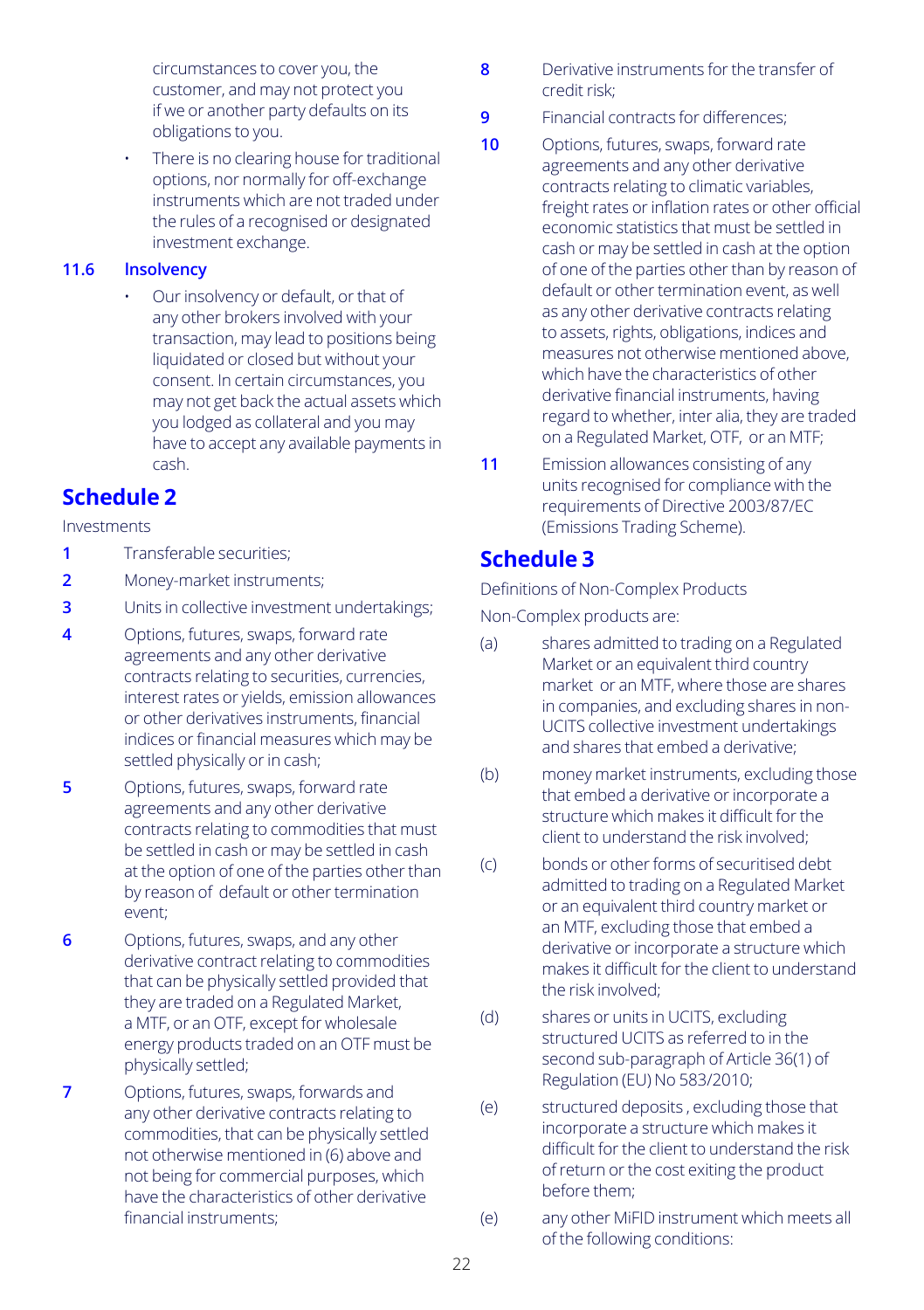circumstances to cover you, the customer, and may not protect you if we or another party defaults on its obligations to you.

- There is no clearing house for traditional options, nor normally for off-exchange instruments which are not traded under the rules of a recognised or designated investment exchange.

### 11.6 Insolvency

- Our insolvency or default, or that of any other brokers involved with your transaction, may lead to positions being liquidated or closed but without your consent. In certain circumstances, you may not get back the actual assets which you lodged as collateral and you may have to accept any available payments in cash.

## Schedule 2

Investments

1. Transferable securities;
2. Money-market instruments;
3. Units in collective investment undertakings;
4. Options, futures, swaps, forward rate agreements and any other derivative contracts relating to securities, currencies, interest rates or yields, emission allowances or other derivatives instruments, financial indices or financial measures which may be settled physically or in cash;
5. Options, futures, swaps, forward rate agreements and any other derivative contracts relating to commodities that must be settled in cash or may be settled in cash at the option of one of the parties other than by reason of default or other termination event;
6. Options, futures, swaps, and any other derivative contract relating to commodities that can be physically settled provided that they are traded on a Regulated Market, a MTF, or an OTF, except for wholesale energy products traded on an OTF must be physically settled;
7. Options, futures, swaps, forwards and any other derivative contracts relating to commodities, that can be physically settled not otherwise mentioned in (6) above and not being for commercial purposes, which have the characteristics of other derivative financial instruments;
8. Derivative instruments for the transfer of credit risk;
9. Financial contracts for differences;
10. Options, futures, swaps, forward rate agreements and any other derivative contracts relating to climatic variables, freight rates or inflation rates or other official economic statistics that must be settled in cash or may be settled in cash at the option of one of the parties other than by reason of default or other termination event, as well as any other derivative contracts relating to assets, rights, obligations, indices and measures not otherwise mentioned above, which have the characteristics of other derivative financial instruments, having regard to whether, inter alia, they are traded on a Regulated Market, OTF, or an MTF;
11. Emission allowances consisting of any units recognised for compliance with the requirements of Directive 2003/87/EC (Emissions Trading Scheme).

## Schedule 3

Definitions of Non-Complex Products

Non-Complex products are:

(a) shares admitted to trading on a Regulated Market or an equivalent third country market or an MTF, where those are shares in companies, and excluding shares in non-UCITS collective investment undertakings and shares that embed a derivative;

(b) money market instruments, excluding those that embed a derivative or incorporate a structure which makes it difficult for the client to understand the risk involved;

(c) bonds or other forms of securitised debt admitted to trading on a Regulated Market or an equivalent third country market or an MTF, excluding those that embed a derivative or incorporate a structure which makes it difficult for the client to understand the risk involved;

(d) shares or units in UCITS, excluding structured UCITS as referred to in the second sub-paragraph of Article 36(1) of Regulation (EU) No 583/2010;

(e) structured deposits , excluding those that incorporate a structure which makes it difficult for the client to understand the risk of return or the cost exiting the product before them;

(e) any other MiFID instrument which meets all of the following conditions: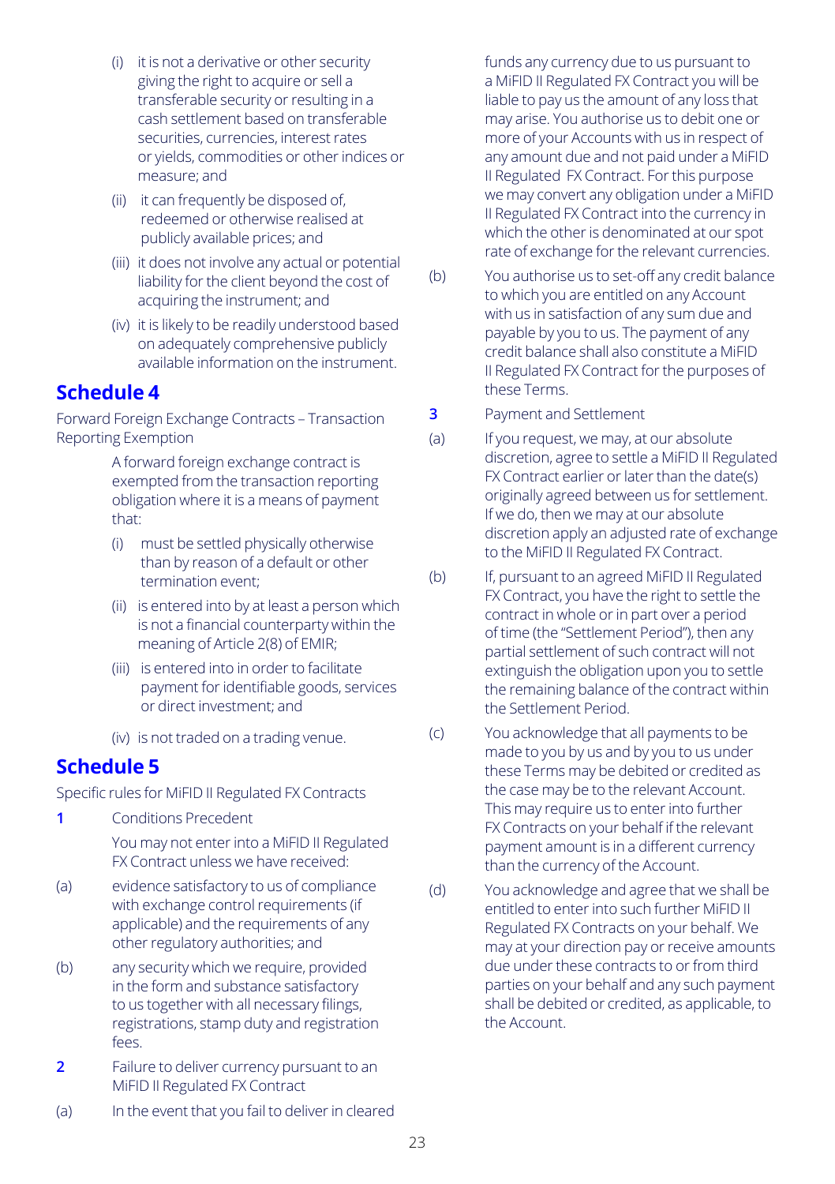(i) it is not a derivative or other security giving the right to acquire or sell a transferable security or resulting in a cash settlement based on transferable securities, currencies, interest rates or yields, commodities or other indices or measure; and

(ii) it can frequently be disposed of, redeemed or otherwise realised at publicly available prices; and

(iii) it does not involve any actual or potential liability for the client beyond the cost of acquiring the instrument; and

(iv) it is likely to be readily understood based on adequately comprehensive publicly available information on the instrument.

## Schedule 4

Forward Foreign Exchange Contracts – Transaction Reporting Exemption

A forward foreign exchange contract is exempted from the transaction reporting obligation where it is a means of payment that:

(i) must be settled physically otherwise than by reason of a default or other termination event;

(ii) is entered into by at least a person which is not a financial counterparty within the meaning of Article 2(8) of EMIR;

(iii) is entered into in order to facilitate payment for identifiable goods, services or direct investment; and

(iv) is not traded on a trading venue.

## Schedule 5

Specific rules for MiFID II Regulated FX Contracts

**1** Conditions Precedent

You may not enter into a MiFID II Regulated FX Contract unless we have received:

(a) evidence satisfactory to us of compliance with exchange control requirements (if applicable) and the requirements of any other regulatory authorities; and

(b) any security which we require, provided in the form and substance satisfactory to us together with all necessary filings, registrations, stamp duty and registration fees.

**2** Failure to deliver currency pursuant to an MiFID II Regulated FX Contract

(a) In the event that you fail to deliver in cleared funds any currency due to us pursuant to a MiFID II Regulated FX Contract you will be liable to pay us the amount of any loss that may arise. You authorise us to debit one or more of your Accounts with us in respect of any amount due and not paid under a MiFID II Regulated FX Contract. For this purpose we may convert any obligation under a MiFID II Regulated FX Contract into the currency in which the other is denominated at our spot rate of exchange for the relevant currencies.

(b) You authorise us to set-off any credit balance to which you are entitled on any Account with us in satisfaction of any sum due and payable by you to us. The payment of any credit balance shall also constitute a MiFID II Regulated FX Contract for the purposes of these Terms.

**3** Payment and Settlement

(a) If you request, we may, at our absolute discretion, agree to settle a MiFID II Regulated FX Contract earlier or later than the date(s) originally agreed between us for settlement. If we do, then we may at our absolute discretion apply an adjusted rate of exchange to the MiFID II Regulated FX Contract.

(b) If, pursuant to an agreed MiFID II Regulated FX Contract, you have the right to settle the contract in whole or in part over a period of time (the "Settlement Period"), then any partial settlement of such contract will not extinguish the obligation upon you to settle the remaining balance of the contract within the Settlement Period.

(c) You acknowledge that all payments to be made to you by us and by you to us under these Terms may be debited or credited as the case may be to the relevant Account. This may require us to enter into further FX Contracts on your behalf if the relevant payment amount is in a different currency than the currency of the Account.

(d) You acknowledge and agree that we shall be entitled to enter into such further MiFID II Regulated FX Contracts on your behalf. We may at your direction pay or receive amounts due under these contracts to or from third parties on your behalf and any such payment shall be debited or credited, as applicable, to the Account.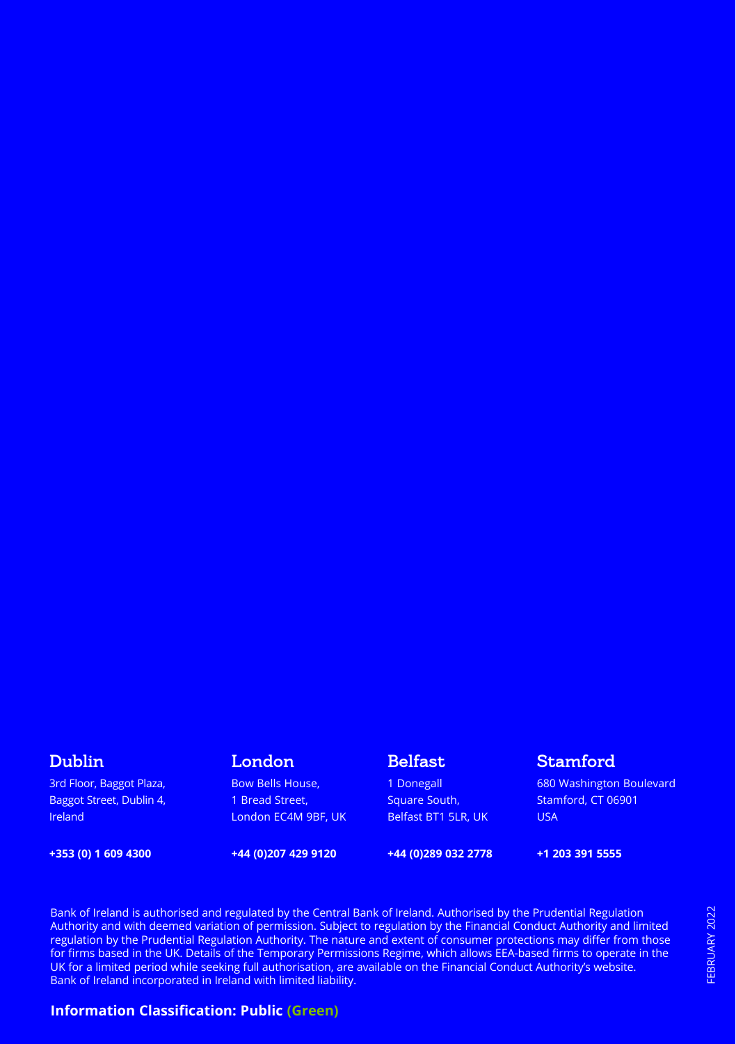## Dublin

3rd Floor, Baggot Plaza,
Baggot Street, Dublin 4,
Ireland

**+353 (0) 1 609 4300**

## London

Bow Bells House,
1 Bread Street,
London EC4M 9BF, UK

**+44 (0)207 429 9120**

## Belfast

1 Donegall
Square South,
Belfast BT1 5LR, UK

**+44 (0)289 032 2778**

## Stamford

680 Washington Boulevard
Stamford, CT 06901
USA

**+1 203 391 5555**

Bank of Ireland is authorised and regulated by the Central Bank of Ireland. Authorised by the Prudential Regulation Authority and with deemed variation of permission. Subject to regulation by the Financial Conduct Authority and limited regulation by the Prudential Regulation Authority. The nature and extent of consumer protections may differ from those for firms based in the UK. Details of the Temporary Permissions Regime, which allows EEA-based firms to operate in the UK for a limited period while seeking full authorisation, are available on the Financial Conduct Authority's website. Bank of Ireland incorporated in Ireland with limited liability.

**Information Classification: Public (Green)**

FEBRUARY 2022